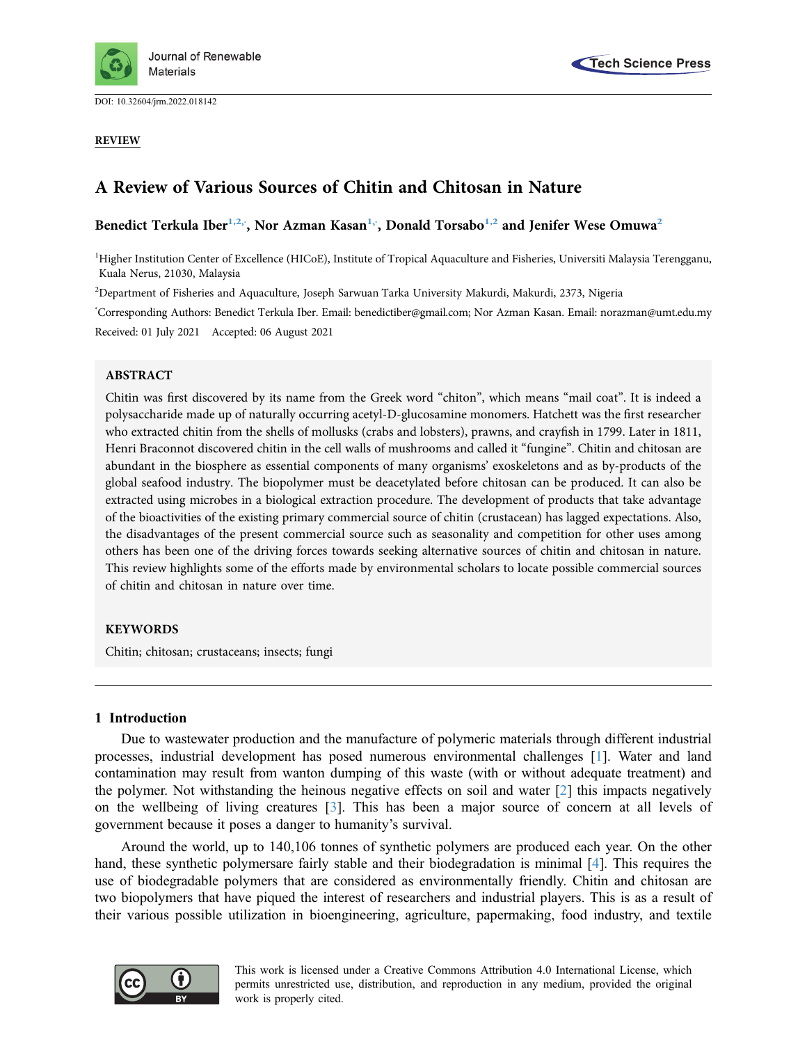DOI: 10.32604/jrm.2022.018142

**REVIEW**

# A Review of Various Sources of Chitin and Chitosan in Nature

**Benedict Terkula Iber[1,2,*], Nor Azman Kasan[1,*], Donald Torsabo[1,2] and Jenifer Wese Omuwa[2]**

[1]Higher Institution Center of Excellence (HICoE), Institute of Tropical Aquaculture and Fisheries, Universiti Malaysia Terengganu, Kuala Nerus, 21030, Malaysia

[2]Department of Fisheries and Aquaculture, Joseph Sarwuan Tarka University Makurdi, Makurdi, 2373, Nigeria

[*]Corresponding Authors: Benedict Terkula Iber. Email: benedictiber@gmail.com; Nor Azman Kasan. Email: norazman@umt.edu.my

Received: 01 July 2021 Accepted: 06 August 2021

## ABSTRACT

Chitin was first discovered by its name from the Greek word "chiton", which means "mail coat". It is indeed a polysaccharide made up of naturally occurring acetyl-D-glucosamine monomers. Hatchett was the first researcher who extracted chitin from the shells of mollusks (crabs and lobsters), prawns, and crayfish in 1799. Later in 1811, Henri Braconnot discovered chitin in the cell walls of mushrooms and called it "fungine". Chitin and chitosan are abundant in the biosphere as essential components of many organisms' exoskeletons and as by-products of the global seafood industry. The biopolymer must be deacetylated before chitosan can be produced. It can also be extracted using microbes in a biological extraction procedure. The development of products that take advantage of the bioactivities of the existing primary commercial source of chitin (crustacean) has lagged expectations. Also, the disadvantages of the present commercial source such as seasonality and competition for other uses among others has been one of the driving forces towards seeking alternative sources of chitin and chitosan in nature. This review highlights some of the efforts made by environmental scholars to locate possible commercial sources of chitin and chitosan in nature over time.

## KEYWORDS

Chitin; chitosan; crustaceans; insects; fungi

## 1 Introduction

Due to wastewater production and the manufacture of polymeric materials through different industrial processes, industrial development has posed numerous environmental challenges [1]. Water and land contamination may result from wanton dumping of this waste (with or without adequate treatment) and the polymer. Not withstanding the heinous negative effects on soil and water [2] this impacts negatively on the wellbeing of living creatures [3]. This has been a major source of concern at all levels of government because it poses a danger to humanity's survival.

Around the world, up to 140,106 tonnes of synthetic polymers are produced each year. On the other hand, these synthetic polymersare fairly stable and their biodegradation is minimal [4]. This requires the use of biodegradable polymers that are considered as environmentally friendly. Chitin and chitosan are two biopolymers that have piqued the interest of researchers and industrial players. This is as a result of their various possible utilization in bioengineering, agriculture, papermaking, food industry, and textile

This work is licensed under a Creative Commons Attribution 4.0 International License, which permits unrestricted use, distribution, and reproduction in any medium, provided the original work is properly cited.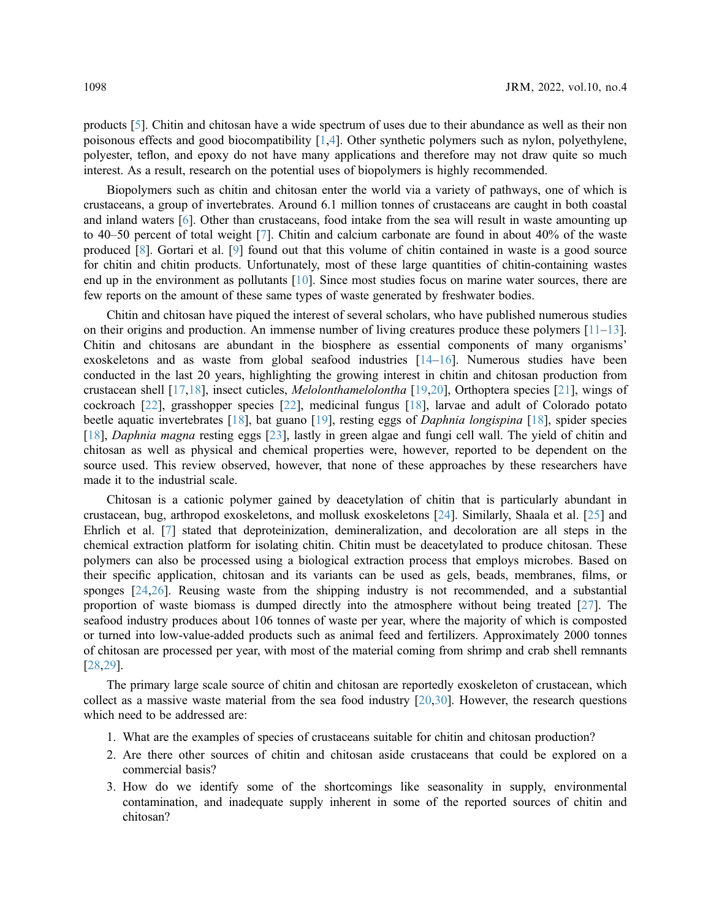products [5]. Chitin and chitosan have a wide spectrum of uses due to their abundance as well as their non poisonous effects and good biocompatibility [1,4]. Other synthetic polymers such as nylon, polyethylene, polyester, teflon, and epoxy do not have many applications and therefore may not draw quite so much interest. As a result, research on the potential uses of biopolymers is highly recommended.

Biopolymers such as chitin and chitosan enter the world via a variety of pathways, one of which is crustaceans, a group of invertebrates. Around 6.1 million tonnes of crustaceans are caught in both coastal and inland waters [6]. Other than crustaceans, food intake from the sea will result in waste amounting up to 40–50 percent of total weight [7]. Chitin and calcium carbonate are found in about 40% of the waste produced [8]. Gortari et al. [9] found out that this volume of chitin contained in waste is a good source for chitin and chitin products. Unfortunately, most of these large quantities of chitin-containing wastes end up in the environment as pollutants [10]. Since most studies focus on marine water sources, there are few reports on the amount of these same types of waste generated by freshwater bodies.

Chitin and chitosan have piqued the interest of several scholars, who have published numerous studies on their origins and production. An immense number of living creatures produce these polymers [11–13]. Chitin and chitosans are abundant in the biosphere as essential components of many organisms' exoskeletons and as waste from global seafood industries [14–16]. Numerous studies have been conducted in the last 20 years, highlighting the growing interest in chitin and chitosan production from crustacean shell [17,18], insect cuticles, *Melolonthamelolontha* [19,20], Orthoptera species [21], wings of cockroach [22], grasshopper species [22], medicinal fungus [18], larvae and adult of Colorado potato beetle aquatic invertebrates [18], bat guano [19], resting eggs of *Daphnia longispina* [18], spider species [18], *Daphnia magna* resting eggs [23], lastly in green algae and fungi cell wall. The yield of chitin and chitosan as well as physical and chemical properties were, however, reported to be dependent on the source used. This review observed, however, that none of these approaches by these researchers have made it to the industrial scale.

Chitosan is a cationic polymer gained by deacetylation of chitin that is particularly abundant in crustacean, bug, arthropod exoskeletons, and mollusk exoskeletons [24]. Similarly, Shaala et al. [25] and Ehrlich et al. [7] stated that deproteinization, demineralization, and decoloration are all steps in the chemical extraction platform for isolating chitin. Chitin must be deacetylated to produce chitosan. These polymers can also be processed using a biological extraction process that employs microbes. Based on their specific application, chitosan and its variants can be used as gels, beads, membranes, films, or sponges [24,26]. Reusing waste from the shipping industry is not recommended, and a substantial proportion of waste biomass is dumped directly into the atmosphere without being treated [27]. The seafood industry produces about 106 tonnes of waste per year, where the majority of which is composted or turned into low-value-added products such as animal feed and fertilizers. Approximately 2000 tonnes of chitosan are processed per year, with most of the material coming from shrimp and crab shell remnants [28,29].

The primary large scale source of chitin and chitosan are reportedly exoskeleton of crustacean, which collect as a massive waste material from the sea food industry [20,30]. However, the research questions which need to be addressed are:

1. What are the examples of species of crustaceans suitable for chitin and chitosan production?
2. Are there other sources of chitin and chitosan aside crustaceans that could be explored on a commercial basis?
3. How do we identify some of the shortcomings like seasonality in supply, environmental contamination, and inadequate supply inherent in some of the reported sources of chitin and chitosan?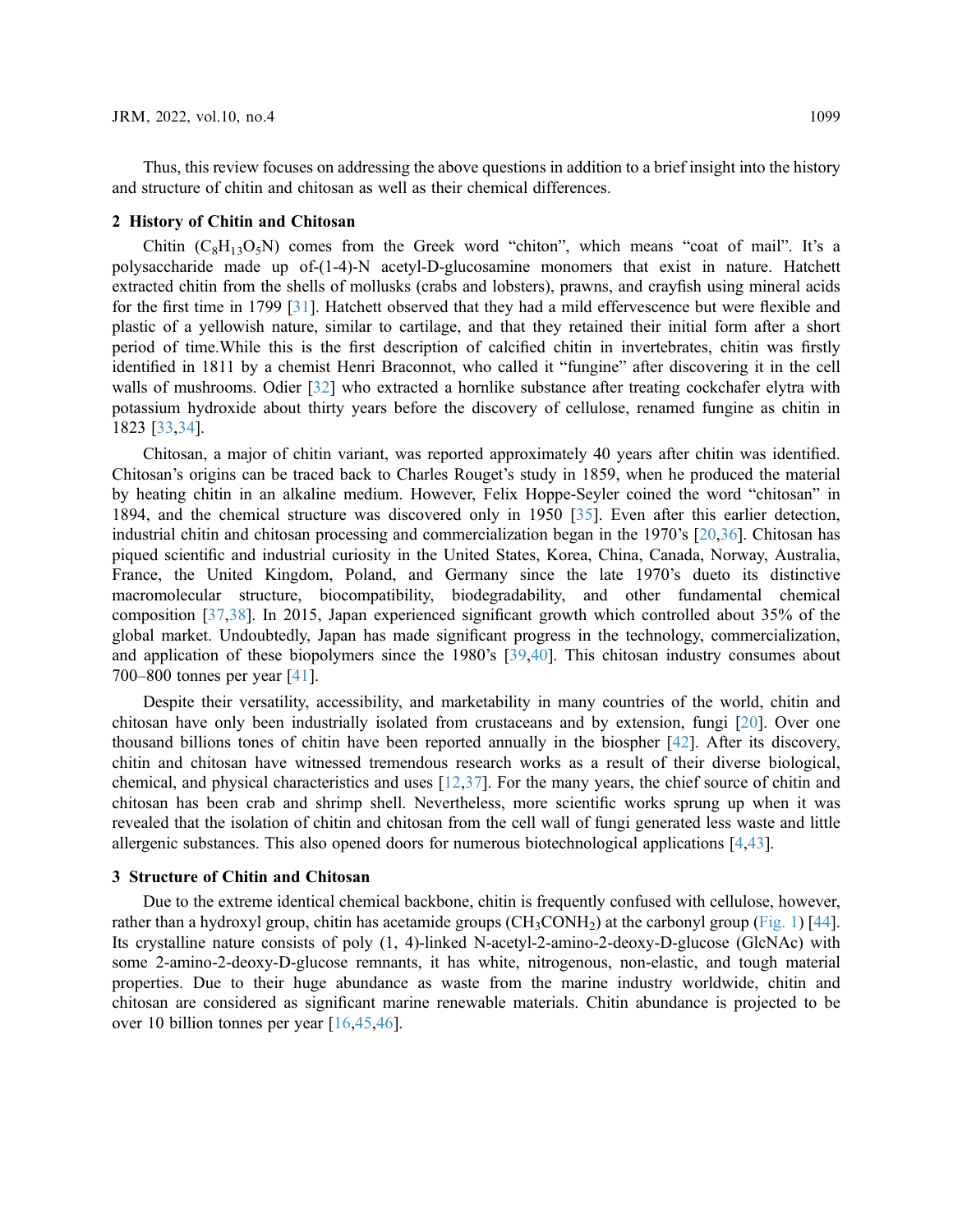Thus, this review focuses on addressing the above questions in addition to a brief insight into the history and structure of chitin and chitosan as well as their chemical differences.

## 2 History of Chitin and Chitosan

Chitin ($C_8H_{13}O_5N$) comes from the Greek word "chiton", which means "coat of mail". It's a polysaccharide made up of-(1-4)-N acetyl-D-glucosamine monomers that exist in nature. Hatchett extracted chitin from the shells of mollusks (crabs and lobsters), prawns, and crayfish using mineral acids for the first time in 1799 [31]. Hatchett observed that they had a mild effervescence but were flexible and plastic of a yellowish nature, similar to cartilage, and that they retained their initial form after a short period of time.While this is the first description of calcified chitin in invertebrates, chitin was firstly identified in 1811 by a chemist Henri Braconnot, who called it "fungine" after discovering it in the cell walls of mushrooms. Odier [32] who extracted a hornlike substance after treating cockchafer elytra with potassium hydroxide about thirty years before the discovery of cellulose, renamed fungine as chitin in 1823 [33,34].

Chitosan, a major of chitin variant, was reported approximately 40 years after chitin was identified. Chitosan's origins can be traced back to Charles Rouget's study in 1859, when he produced the material by heating chitin in an alkaline medium. However, Felix Hoppe-Seyler coined the word "chitosan" in 1894, and the chemical structure was discovered only in 1950 [35]. Even after this earlier detection, industrial chitin and chitosan processing and commercialization began in the 1970's [20,36]. Chitosan has piqued scientific and industrial curiosity in the United States, Korea, China, Canada, Norway, Australia, France, the United Kingdom, Poland, and Germany since the late 1970's dueto its distinctive macromolecular structure, biocompatibility, biodegradability, and other fundamental chemical composition [37,38]. In 2015, Japan experienced significant growth which controlled about 35% of the global market. Undoubtedly, Japan has made significant progress in the technology, commercialization, and application of these biopolymers since the 1980's [39,40]. This chitosan industry consumes about 700–800 tonnes per year [41].

Despite their versatility, accessibility, and marketability in many countries of the world, chitin and chitosan have only been industrially isolated from crustaceans and by extension, fungi [20]. Over one thousand billions tones of chitin have been reported annually in the biospher [42]. After its discovery, chitin and chitosan have witnessed tremendous research works as a result of their diverse biological, chemical, and physical characteristics and uses [12,37]. For the many years, the chief source of chitin and chitosan has been crab and shrimp shell. Nevertheless, more scientific works sprung up when it was revealed that the isolation of chitin and chitosan from the cell wall of fungi generated less waste and little allergenic substances. This also opened doors for numerous biotechnological applications [4,43].

## 3 Structure of Chitin and Chitosan

Due to the extreme identical chemical backbone, chitin is frequently confused with cellulose, however, rather than a hydroxyl group, chitin has acetamide groups ($CH_3CONH_2$) at the carbonyl group (Fig. 1) [44]. Its crystalline nature consists of poly (1, 4)-linked N-acetyl-2-amino-2-deoxy-D-glucose (GlcNAc) with some 2-amino-2-deoxy-D-glucose remnants, it has white, nitrogenous, non-elastic, and tough material properties. Due to their huge abundance as waste from the marine industry worldwide, chitin and chitosan are considered as significant marine renewable materials. Chitin abundance is projected to be over 10 billion tonnes per year [16,45,46].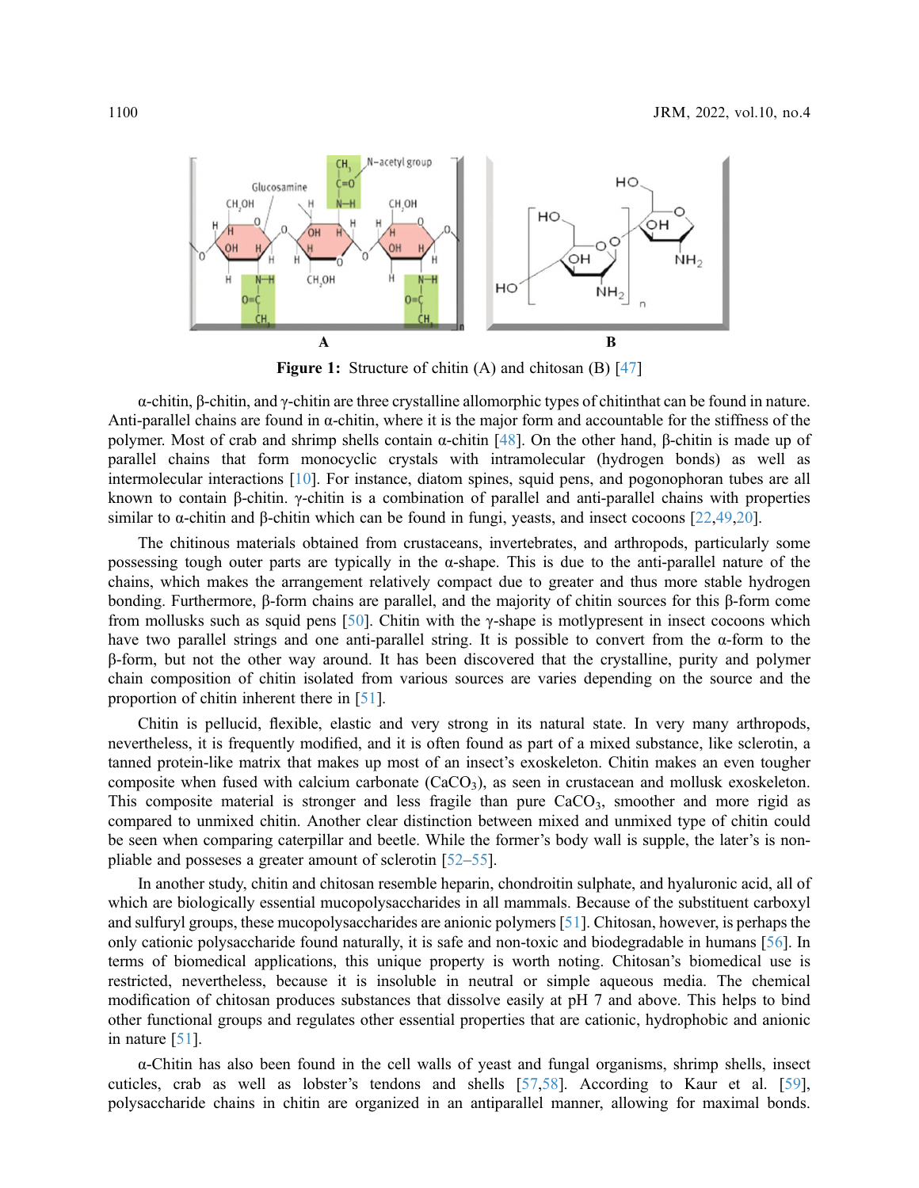**Figure 1:** Structure of chitin (A) and chitosan (B) [47]

α-chitin, β-chitin, and γ-chitin are three crystalline allomorphic types of chitinthat can be found in nature. Anti-parallel chains are found in α-chitin, where it is the major form and accountable for the stiffness of the polymer. Most of crab and shrimp shells contain α-chitin [48]. On the other hand, β-chitin is made up of parallel chains that form monocyclic crystals with intramolecular (hydrogen bonds) as well as intermolecular interactions [10]. For instance, diatom spines, squid pens, and pogonophoran tubes are all known to contain β-chitin. γ-chitin is a combination of parallel and anti-parallel chains with properties similar to α-chitin and β-chitin which can be found in fungi, yeasts, and insect cocoons [22,49,20].

The chitinous materials obtained from crustaceans, invertebrates, and arthropods, particularly some possessing tough outer parts are typically in the α-shape. This is due to the anti-parallel nature of the chains, which makes the arrangement relatively compact due to greater and thus more stable hydrogen bonding. Furthermore, β-form chains are parallel, and the majority of chitin sources for this β-form come from mollusks such as squid pens [50]. Chitin with the γ-shape is motlypresent in insect cocoons which have two parallel strings and one anti-parallel string. It is possible to convert from the α-form to the β-form, but not the other way around. It has been discovered that the crystalline, purity and polymer chain composition of chitin isolated from various sources are varies depending on the source and the proportion of chitin inherent there in [51].

Chitin is pellucid, flexible, elastic and very strong in its natural state. In very many arthropods, nevertheless, it is frequently modified, and it is often found as part of a mixed substance, like sclerotin, a tanned protein-like matrix that makes up most of an insect's exoskeleton. Chitin makes an even tougher composite when fused with calcium carbonate ($CaCO_3$), as seen in crustacean and mollusk exoskeleton. This composite material is stronger and less fragile than pure $CaCO_3$, smoother and more rigid as compared to unmixed chitin. Another clear distinction between mixed and unmixed type of chitin could be seen when comparing caterpillar and beetle. While the former's body wall is supple, the later's is non-pliable and posseses a greater amount of sclerotin [52–55].

In another study, chitin and chitosan resemble heparin, chondroitin sulphate, and hyaluronic acid, all of which are biologically essential mucopolysaccharides in all mammals. Because of the substituent carboxyl and sulfuryl groups, these mucopolysaccharides are anionic polymers [51]. Chitosan, however, is perhaps the only cationic polysaccharide found naturally, it is safe and non-toxic and biodegradable in humans [56]. In terms of biomedical applications, this unique property is worth noting. Chitosan's biomedical use is restricted, nevertheless, because it is insoluble in neutral or simple aqueous media. The chemical modification of chitosan produces substances that dissolve easily at pH 7 and above. This helps to bind other functional groups and regulates other essential properties that are cationic, hydrophobic and anionic in nature [51].

α-Chitin has also been found in the cell walls of yeast and fungal organisms, shrimp shells, insect cuticles, crab as well as lobster's tendons and shells [57,58]. According to Kaur et al. [59], polysaccharide chains in chitin are organized in an antiparallel manner, allowing for maximal bonds.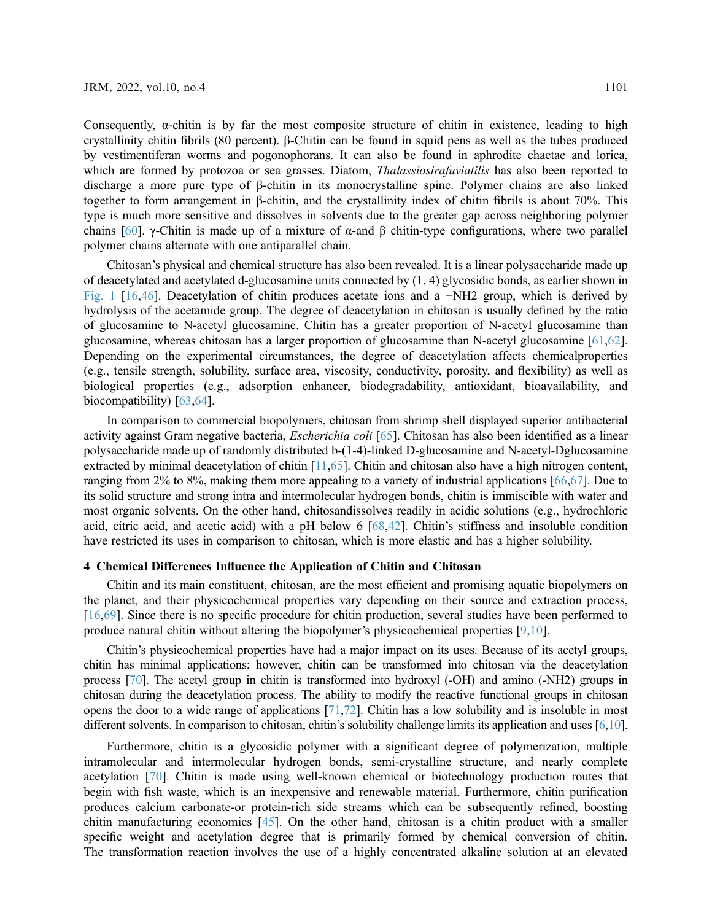Consequently, α-chitin is by far the most composite structure of chitin in existence, leading to high crystallinity chitin fibrils (80 percent). β-Chitin can be found in squid pens as well as the tubes produced by vestimentiferan worms and pogonophorans. It can also be found in aphrodite chaetae and lorica, which are formed by protozoa or sea grasses. Diatom, *Thalassiosirafuviatilis* has also been reported to discharge a more pure type of β-chitin in its monocrystalline spine. Polymer chains are also linked together to form arrangement in β-chitin, and the crystallinity index of chitin fibrils is about 70%. This type is much more sensitive and dissolves in solvents due to the greater gap across neighboring polymer chains [60]. γ-Chitin is made up of a mixture of α-and β chitin-type configurations, where two parallel polymer chains alternate with one antiparallel chain.

Chitosan's physical and chemical structure has also been revealed. It is a linear polysaccharide made up of deacetylated and acetylated d-glucosamine units connected by (1, 4) glycosidic bonds, as earlier shown in Fig. 1 [16,46]. Deacetylation of chitin produces acetate ions and a −NH2 group, which is derived by hydrolysis of the acetamide group. The degree of deacetylation in chitosan is usually defined by the ratio of glucosamine to N-acetyl glucosamine. Chitin has a greater proportion of N-acetyl glucosamine than glucosamine, whereas chitosan has a larger proportion of glucosamine than N-acetyl glucosamine [61,62]. Depending on the experimental circumstances, the degree of deacetylation affects chemicalproperties (e.g., tensile strength, solubility, surface area, viscosity, conductivity, porosity, and flexibility) as well as biological properties (e.g., adsorption enhancer, biodegradability, antioxidant, bioavailability, and biocompatibility) [63,64].

In comparison to commercial biopolymers, chitosan from shrimp shell displayed superior antibacterial activity against Gram negative bacteria, *Escherichia coli* [65]. Chitosan has also been identified as a linear polysaccharide made up of randomly distributed b-(1-4)-linked D-glucosamine and N-acetyl-Dglucosamine extracted by minimal deacetylation of chitin [11,65]. Chitin and chitosan also have a high nitrogen content, ranging from 2% to 8%, making them more appealing to a variety of industrial applications [66,67]. Due to its solid structure and strong intra and intermolecular hydrogen bonds, chitin is immiscible with water and most organic solvents. On the other hand, chitosandissolves readily in acidic solutions (e.g., hydrochloric acid, citric acid, and acetic acid) with a pH below 6 [68,42]. Chitin's stiffness and insoluble condition have restricted its uses in comparison to chitosan, which is more elastic and has a higher solubility.

## 4 Chemical Differences Influence the Application of Chitin and Chitosan

Chitin and its main constituent, chitosan, are the most efficient and promising aquatic biopolymers on the planet, and their physicochemical properties vary depending on their source and extraction process, [16,69]. Since there is no specific procedure for chitin production, several studies have been performed to produce natural chitin without altering the biopolymer's physicochemical properties [9,10].

Chitin's physicochemical properties have had a major impact on its uses. Because of its acetyl groups, chitin has minimal applications; however, chitin can be transformed into chitosan via the deacetylation process [70]. The acetyl group in chitin is transformed into hydroxyl (-OH) and amino (-NH2) groups in chitosan during the deacetylation process. The ability to modify the reactive functional groups in chitosan opens the door to a wide range of applications [71,72]. Chitin has a low solubility and is insoluble in most different solvents. In comparison to chitosan, chitin's solubility challenge limits its application and uses [6,10].

Furthermore, chitin is a glycosidic polymer with a significant degree of polymerization, multiple intramolecular and intermolecular hydrogen bonds, semi-crystalline structure, and nearly complete acetylation [70]. Chitin is made using well-known chemical or biotechnology production routes that begin with fish waste, which is an inexpensive and renewable material. Furthermore, chitin purification produces calcium carbonate-or protein-rich side streams which can be subsequently refined, boosting chitin manufacturing economics [45]. On the other hand, chitosan is a chitin product with a smaller specific weight and acetylation degree that is primarily formed by chemical conversion of chitin. The transformation reaction involves the use of a highly concentrated alkaline solution at an elevated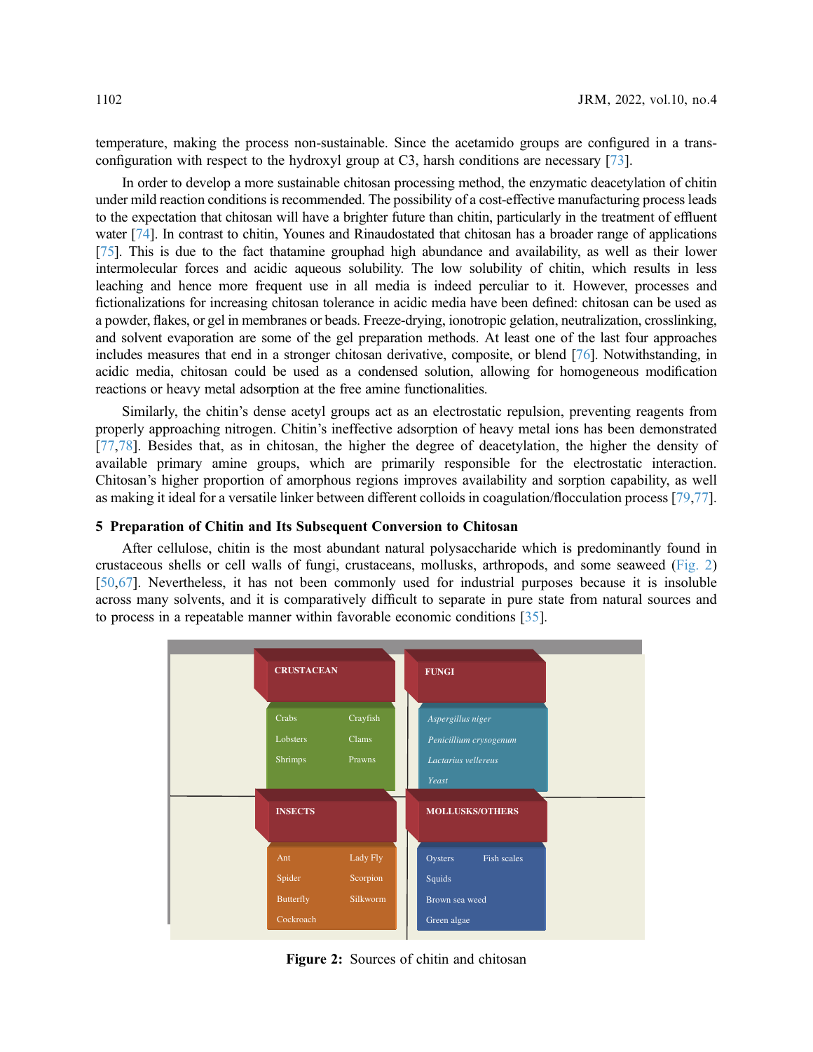temperature, making the process non-sustainable. Since the acetamido groups are configured in a trans-configuration with respect to the hydroxyl group at C3, harsh conditions are necessary [73].

In order to develop a more sustainable chitosan processing method, the enzymatic deacetylation of chitin under mild reaction conditions is recommended. The possibility of a cost-effective manufacturing process leads to the expectation that chitosan will have a brighter future than chitin, particularly in the treatment of effluent water [74]. In contrast to chitin, Younes and Rinaudostated that chitosan has a broader range of applications [75]. This is due to the fact thatamine grouphad high abundance and availability, as well as their lower intermolecular forces and acidic aqueous solubility. The low solubility of chitin, which results in less leaching and hence more frequent use in all media is indeed perculiar to it. However, processes and fictionalizations for increasing chitosan tolerance in acidic media have been defined: chitosan can be used as a powder, flakes, or gel in membranes or beads. Freeze-drying, ionotropic gelation, neutralization, crosslinking, and solvent evaporation are some of the gel preparation methods. At least one of the last four approaches includes measures that end in a stronger chitosan derivative, composite, or blend [76]. Notwithstanding, in acidic media, chitosan could be used as a condensed solution, allowing for homogeneous modification reactions or heavy metal adsorption at the free amine functionalities.

Similarly, the chitin's dense acetyl groups act as an electrostatic repulsion, preventing reagents from properly approaching nitrogen. Chitin's ineffective adsorption of heavy metal ions has been demonstrated [77,78]. Besides that, as in chitosan, the higher the degree of deacetylation, the higher the density of available primary amine groups, which are primarily responsible for the electrostatic interaction. Chitosan's higher proportion of amorphous regions improves availability and sorption capability, as well as making it ideal for a versatile linker between different colloids in coagulation/flocculation process [79,77].

## 5 Preparation of Chitin and Its Subsequent Conversion to Chitosan

After cellulose, chitin is the most abundant natural polysaccharide which is predominantly found in crustaceous shells or cell walls of fungi, crustaceans, mollusks, arthropods, and some seaweed (Fig. 2) [50,67]. Nevertheless, it has not been commonly used for industrial purposes because it is insoluble across many solvents, and it is comparatively difficult to separate in pure state from natural sources and to process in a repeatable manner within favorable economic conditions [35].

| CRUSTACEAN | FUNGI | INSECTS | MOLLUSKS/OTHERS |
|---|---|---|---|
| Crabs, Crayfish | *Aspergillus niger* | Ant, Lady Fly | Oysters, Fish scales |
| Lobsters, Clams | *Penicillium crysogenum* | Spider, Scorpion | Squids |
| Shrimps, Prawns | *Lactarius vellereus* | Butterfly, Silkworm | Brown sea weed |
| | *Yeast* | Cockroach | Green algae |

**Figure 2:** Sources of chitin and chitosan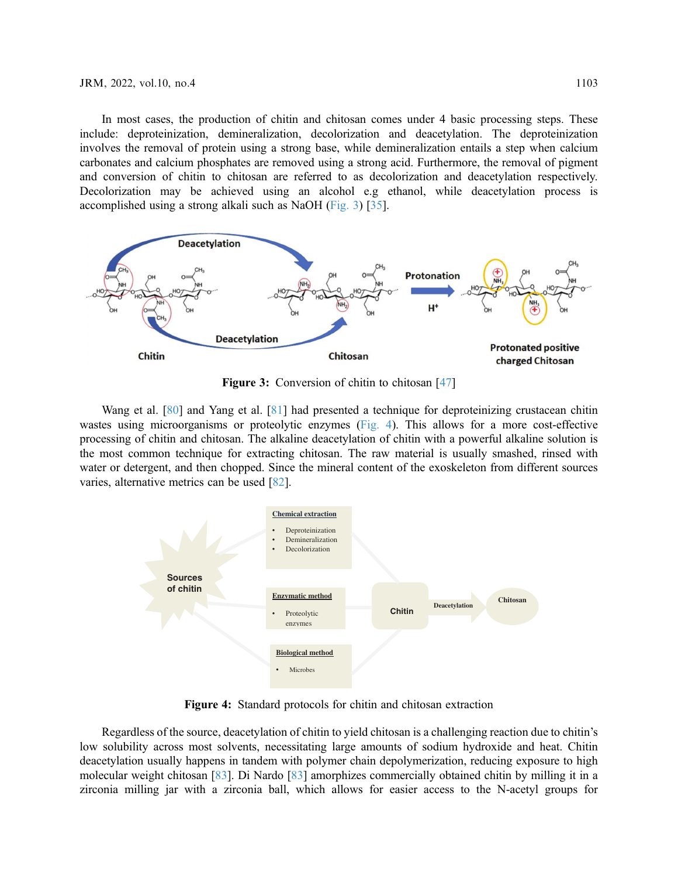In most cases, the production of chitin and chitosan comes under 4 basic processing steps. These include: deproteinization, demineralization, decolorization and deacetylation. The deproteinization involves the removal of protein using a strong base, while demineralization entails a step when calcium carbonates and calcium phosphates are removed using a strong acid. Furthermore, the removal of pigment and conversion of chitin to chitosan are referred to as decolorization and deacetylation respectively. Decolorization may be achieved using an alcohol e.g ethanol, while deacetylation process is accomplished using a strong alkali such as NaOH (Fig. 3) [35].

**Figure 3:** Conversion of chitin to chitosan [47]

Wang et al. [80] and Yang et al. [81] had presented a technique for deproteinizing crustacean chitin wastes using microorganisms or proteolytic enzymes (Fig. 4). This allows for a more cost-effective processing of chitin and chitosan. The alkaline deacetylation of chitin with a powerful alkaline solution is the most common technique for extracting chitosan. The raw material is usually smashed, rinsed with water or detergent, and then chopped. Since the mineral content of the exoskeleton from different sources varies, alternative metrics can be used [82].

**Figure 4:** Standard protocols for chitin and chitosan extraction

Regardless of the source, deacetylation of chitin to yield chitosan is a challenging reaction due to chitin's low solubility across most solvents, necessitating large amounts of sodium hydroxide and heat. Chitin deacetylation usually happens in tandem with polymer chain depolymerization, reducing exposure to high molecular weight chitosan [83]. Di Nardo [83] amorphizes commercially obtained chitin by milling it in a zirconia milling jar with a zirconia ball, which allows for easier access to the N-acetyl groups for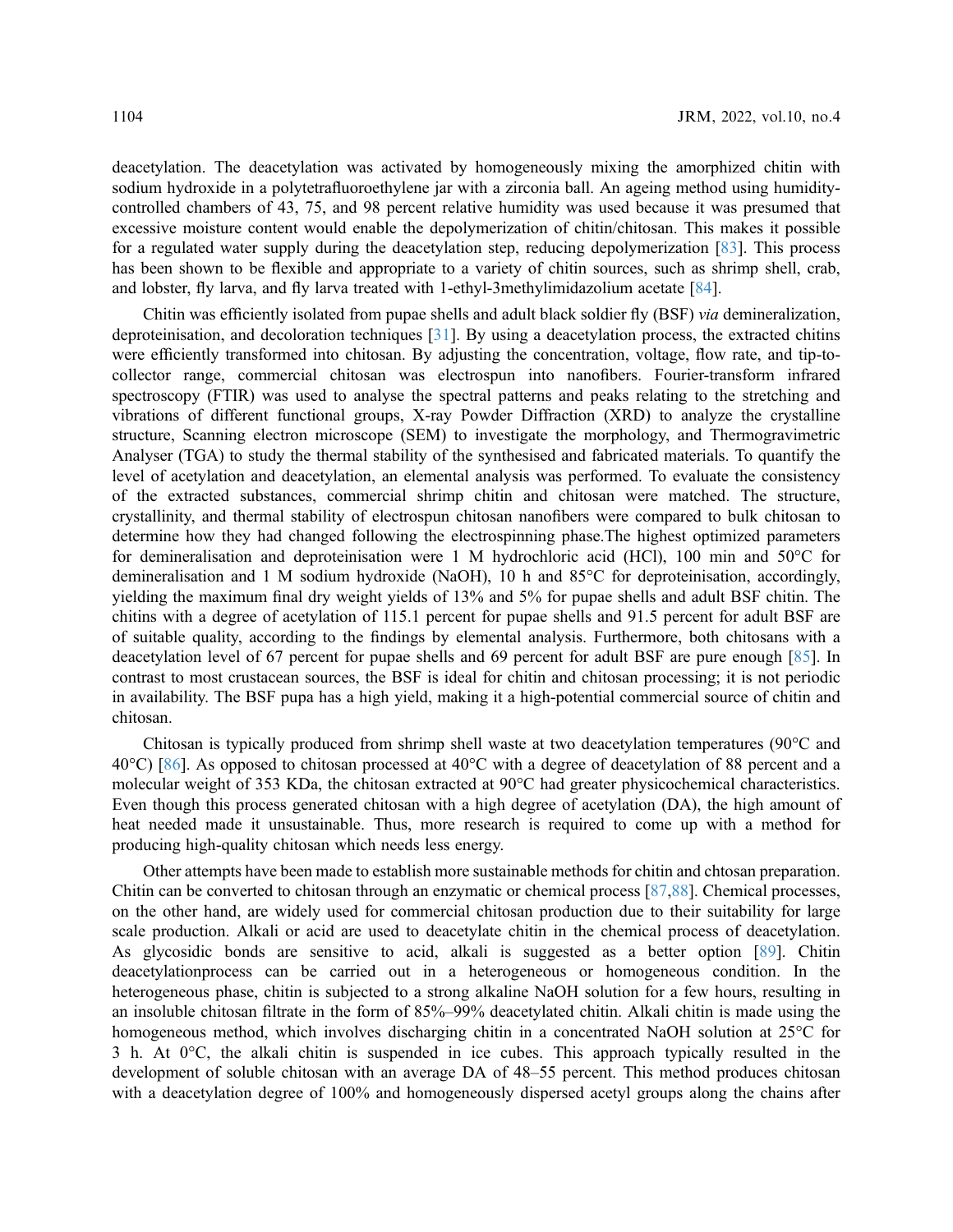deacetylation. The deacetylation was activated by homogeneously mixing the amorphized chitin with sodium hydroxide in a polytetrafluoroethylene jar with a zirconia ball. An ageing method using humidity-controlled chambers of 43, 75, and 98 percent relative humidity was used because it was presumed that excessive moisture content would enable the depolymerization of chitin/chitosan. This makes it possible for a regulated water supply during the deacetylation step, reducing depolymerization [83]. This process has been shown to be flexible and appropriate to a variety of chitin sources, such as shrimp shell, crab, and lobster, fly larva, and fly larva treated with 1-ethyl-3methylimidazolium acetate [84].

Chitin was efficiently isolated from pupae shells and adult black soldier fly (BSF) *via* demineralization, deproteinisation, and decoloration techniques [31]. By using a deacetylation process, the extracted chitins were efficiently transformed into chitosan. By adjusting the concentration, voltage, flow rate, and tip-to-collector range, commercial chitosan was electrospun into nanofibers. Fourier-transform infrared spectroscopy (FTIR) was used to analyse the spectral patterns and peaks relating to the stretching and vibrations of different functional groups, X-ray Powder Diffraction (XRD) to analyze the crystalline structure, Scanning electron microscope (SEM) to investigate the morphology, and Thermogravimetric Analyser (TGA) to study the thermal stability of the synthesised and fabricated materials. To quantify the level of acetylation and deacetylation, an elemental analysis was performed. To evaluate the consistency of the extracted substances, commercial shrimp chitin and chitosan were matched. The structure, crystallinity, and thermal stability of electrospun chitosan nanofibers were compared to bulk chitosan to determine how they had changed following the electrospinning phase.The highest optimized parameters for demineralisation and deproteinisation were 1 M hydrochloric acid (HCl), 100 min and 50°C for demineralisation and 1 M sodium hydroxide (NaOH), 10 h and 85°C for deproteinisation, accordingly, yielding the maximum final dry weight yields of 13% and 5% for pupae shells and adult BSF chitin. The chitins with a degree of acetylation of 115.1 percent for pupae shells and 91.5 percent for adult BSF are of suitable quality, according to the findings by elemental analysis. Furthermore, both chitosans with a deacetylation level of 67 percent for pupae shells and 69 percent for adult BSF are pure enough [85]. In contrast to most crustacean sources, the BSF is ideal for chitin and chitosan processing; it is not periodic in availability. The BSF pupa has a high yield, making it a high-potential commercial source of chitin and chitosan.

Chitosan is typically produced from shrimp shell waste at two deacetylation temperatures (90°C and 40°C) [86]. As opposed to chitosan processed at 40°C with a degree of deacetylation of 88 percent and a molecular weight of 353 KDa, the chitosan extracted at 90°C had greater physicochemical characteristics. Even though this process generated chitosan with a high degree of acetylation (DA), the high amount of heat needed made it unsustainable. Thus, more research is required to come up with a method for producing high-quality chitosan which needs less energy.

Other attempts have been made to establish more sustainable methods for chitin and chtosan preparation. Chitin can be converted to chitosan through an enzymatic or chemical process [87,88]. Chemical processes, on the other hand, are widely used for commercial chitosan production due to their suitability for large scale production. Alkali or acid are used to deacetylate chitin in the chemical process of deacetylation. As glycosidic bonds are sensitive to acid, alkali is suggested as a better option [89]. Chitin deacetylationprocess can be carried out in a heterogeneous or homogeneous condition. In the heterogeneous phase, chitin is subjected to a strong alkaline NaOH solution for a few hours, resulting in an insoluble chitosan filtrate in the form of 85%–99% deacetylated chitin. Alkali chitin is made using the homogeneous method, which involves discharging chitin in a concentrated NaOH solution at 25°C for 3 h. At 0°C, the alkali chitin is suspended in ice cubes. This approach typically resulted in the development of soluble chitosan with an average DA of 48–55 percent. This method produces chitosan with a deacetylation degree of 100% and homogeneously dispersed acetyl groups along the chains after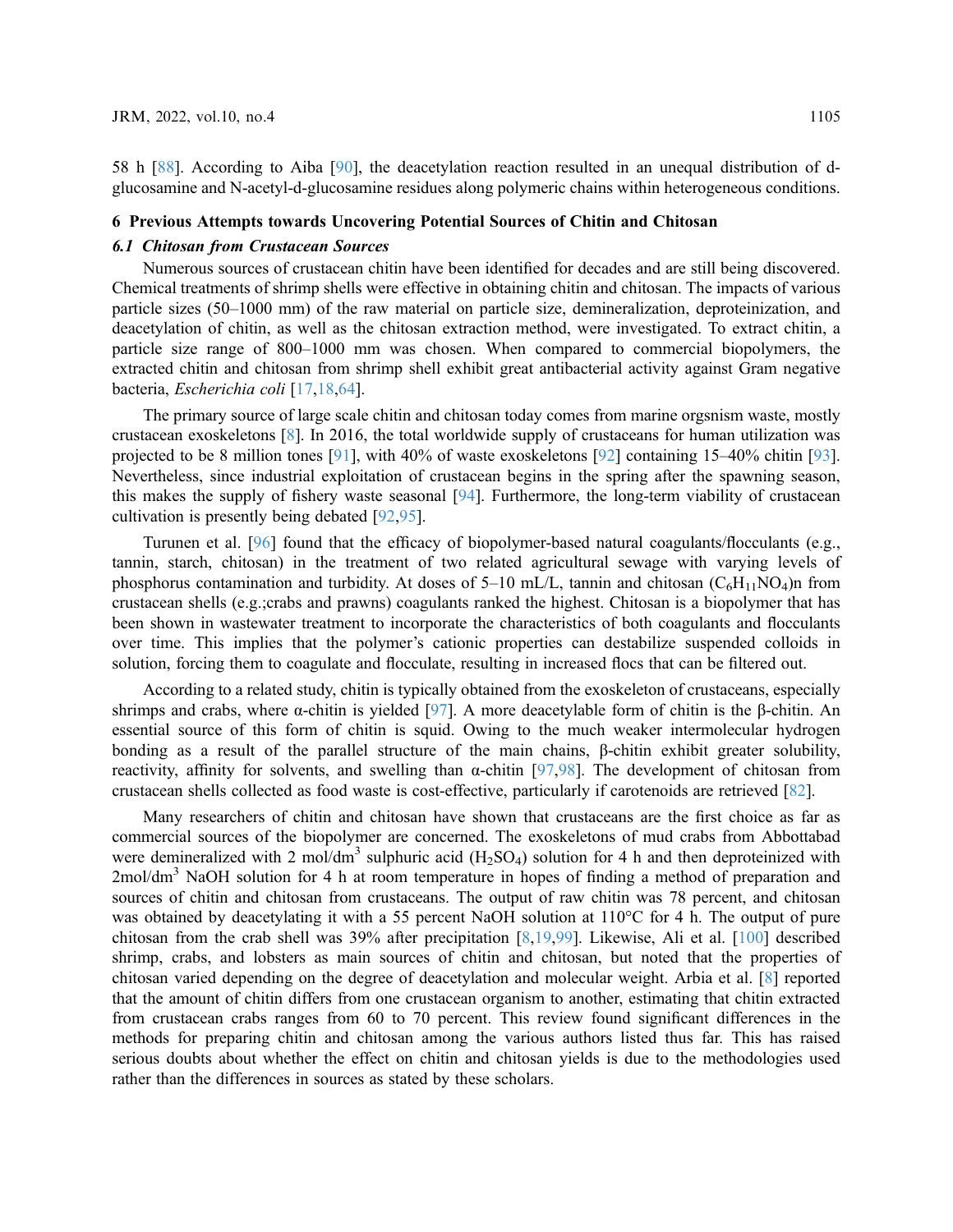58 h [88]. According to Aiba [90], the deacetylation reaction resulted in an unequal distribution of d-glucosamine and N-acetyl-d-glucosamine residues along polymeric chains within heterogeneous conditions.

## 6 Previous Attempts towards Uncovering Potential Sources of Chitin and Chitosan

### *6.1 Chitosan from Crustacean Sources*

Numerous sources of crustacean chitin have been identified for decades and are still being discovered. Chemical treatments of shrimp shells were effective in obtaining chitin and chitosan. The impacts of various particle sizes (50–1000 mm) of the raw material on particle size, demineralization, deproteinization, and deacetylation of chitin, as well as the chitosan extraction method, were investigated. To extract chitin, a particle size range of 800–1000 mm was chosen. When compared to commercial biopolymers, the extracted chitin and chitosan from shrimp shell exhibit great antibacterial activity against Gram negative bacteria, *Escherichia coli* [17,18,64].

The primary source of large scale chitin and chitosan today comes from marine orgsnism waste, mostly crustacean exoskeletons [8]. In 2016, the total worldwide supply of crustaceans for human utilization was projected to be 8 million tones [91], with 40% of waste exoskeletons [92] containing 15–40% chitin [93]. Nevertheless, since industrial exploitation of crustacean begins in the spring after the spawning season, this makes the supply of fishery waste seasonal [94]. Furthermore, the long-term viability of crustacean cultivation is presently being debated [92,95].

Turunen et al. [96] found that the efficacy of biopolymer-based natural coagulants/flocculants (e.g., tannin, starch, chitosan) in the treatment of two related agricultural sewage with varying levels of phosphorus contamination and turbidity. At doses of 5–10 mL/L, tannin and chitosan $(C_6H_{11}NO_4)n$ from crustacean shells (e.g.;crabs and prawns) coagulants ranked the highest. Chitosan is a biopolymer that has been shown in wastewater treatment to incorporate the characteristics of both coagulants and flocculants over time. This implies that the polymer's cationic properties can destabilize suspended colloids in solution, forcing them to coagulate and flocculate, resulting in increased flocs that can be filtered out.

According to a related study, chitin is typically obtained from the exoskeleton of crustaceans, especially shrimps and crabs, where α-chitin is yielded [97]. A more deacetylable form of chitin is the β-chitin. An essential source of this form of chitin is squid. Owing to the much weaker intermolecular hydrogen bonding as a result of the parallel structure of the main chains, β-chitin exhibit greater solubility, reactivity, affinity for solvents, and swelling than α-chitin [97,98]. The development of chitosan from crustacean shells collected as food waste is cost-effective, particularly if carotenoids are retrieved [82].

Many researchers of chitin and chitosan have shown that crustaceans are the first choice as far as commercial sources of the biopolymer are concerned. The exoskeletons of mud crabs from Abbottabad were demineralized with 2 mol/dm$^3$ sulphuric acid ($H_2SO_4$) solution for 4 h and then deproteinized with 2mol/dm$^3$ NaOH solution for 4 h at room temperature in hopes of finding a method of preparation and sources of chitin and chitosan from crustaceans. The output of raw chitin was 78 percent, and chitosan was obtained by deacetylating it with a 55 percent NaOH solution at 110°C for 4 h. The output of pure chitosan from the crab shell was 39% after precipitation [8,19,99]. Likewise, Ali et al. [100] described shrimp, crabs, and lobsters as main sources of chitin and chitosan, but noted that the properties of chitosan varied depending on the degree of deacetylation and molecular weight. Arbia et al. [8] reported that the amount of chitin differs from one crustacean organism to another, estimating that chitin extracted from crustacean crabs ranges from 60 to 70 percent. This review found significant differences in the methods for preparing chitin and chitosan among the various authors listed thus far. This has raised serious doubts about whether the effect on chitin and chitosan yields is due to the methodologies used rather than the differences in sources as stated by these scholars.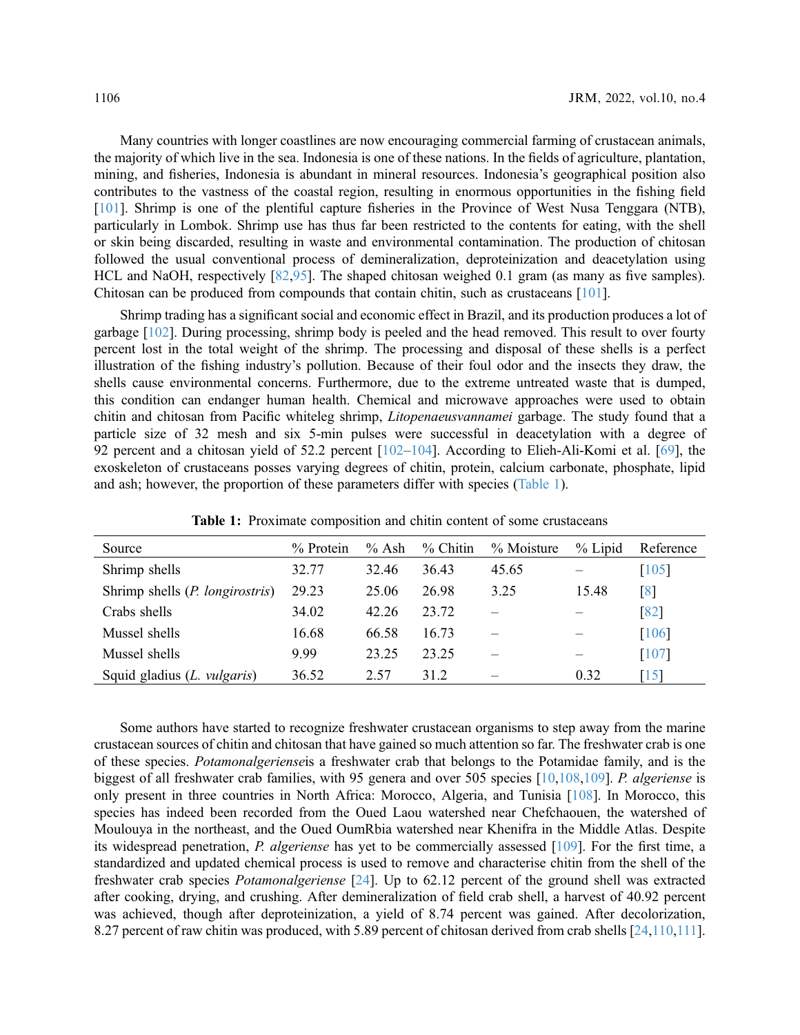Many countries with longer coastlines are now encouraging commercial farming of crustacean animals, the majority of which live in the sea. Indonesia is one of these nations. In the fields of agriculture, plantation, mining, and fisheries, Indonesia is abundant in mineral resources. Indonesia's geographical position also contributes to the vastness of the coastal region, resulting in enormous opportunities in the fishing field [101]. Shrimp is one of the plentiful capture fisheries in the Province of West Nusa Tenggara (NTB), particularly in Lombok. Shrimp use has thus far been restricted to the contents for eating, with the shell or skin being discarded, resulting in waste and environmental contamination. The production of chitosan followed the usual conventional process of demineralization, deproteinization and deacetylation using HCL and NaOH, respectively [82,95]. The shaped chitosan weighed 0.1 gram (as many as five samples). Chitosan can be produced from compounds that contain chitin, such as crustaceans [101].

Shrimp trading has a significant social and economic effect in Brazil, and its production produces a lot of garbage [102]. During processing, shrimp body is peeled and the head removed. This result to over fourty percent lost in the total weight of the shrimp. The processing and disposal of these shells is a perfect illustration of the fishing industry's pollution. Because of their foul odor and the insects they draw, the shells cause environmental concerns. Furthermore, due to the extreme untreated waste that is dumped, this condition can endanger human health. Chemical and microwave approaches were used to obtain chitin and chitosan from Pacific whiteleg shrimp, *Litopenaeusvannamei* garbage. The study found that a particle size of 32 mesh and six 5-min pulses were successful in deacetylation with a degree of 92 percent and a chitosan yield of 52.2 percent [102–104]. According to Elieh-Ali-Komi et al. [69], the exoskeleton of crustaceans posses varying degrees of chitin, protein, calcium carbonate, phosphate, lipid and ash; however, the proportion of these parameters differ with species (Table 1).

**Table 1:** Proximate composition and chitin content of some crustaceans

| Source | % Protein | % Ash | % Chitin | % Moisture | % Lipid | Reference |
|---|---|---|---|---|---|---|
| Shrimp shells | 32.77 | 32.46 | 36.43 | 45.65 | – | [105] |
| Shrimp shells (*P. longirostris*) | 29.23 | 25.06 | 26.98 | 3.25 | 15.48 | [8] |
| Crabs shells | 34.02 | 42.26 | 23.72 | – | – | [82] |
| Mussel shells | 16.68 | 66.58 | 16.73 | – | – | [106] |
| Mussel shells | 9.99 | 23.25 | 23.25 | – | – | [107] |
| Squid gladius (*L. vulgaris*) | 36.52 | 2.57 | 31.2 | – | 0.32 | [15] |

Some authors have started to recognize freshwater crustacean organisms to step away from the marine crustacean sources of chitin and chitosan that have gained so much attention so far. The freshwater crab is one of these species. *Potamonalgerienseis* a freshwater crab that belongs to the Potamidae family, and is the biggest of all freshwater crab families, with 95 genera and over 505 species [10,108,109]. *P. algeriense* is only present in three countries in North Africa: Morocco, Algeria, and Tunisia [108]. In Morocco, this species has indeed been recorded from the Oued Laou watershed near Chefchaouen, the watershed of Moulouya in the northeast, and the Oued OumRbia watershed near Khenifra in the Middle Atlas. Despite its widespread penetration, *P. algeriense* has yet to be commercially assessed [109]. For the first time, a standardized and updated chemical process is used to remove and characterise chitin from the shell of the freshwater crab species *Potamonalgeriense* [24]. Up to 62.12 percent of the ground shell was extracted after cooking, drying, and crushing. After demineralization of field crab shell, a harvest of 40.92 percent was achieved, though after deproteinization, a yield of 8.74 percent was gained. After decolorization, 8.27 percent of raw chitin was produced, with 5.89 percent of chitosan derived from crab shells [24,110,111].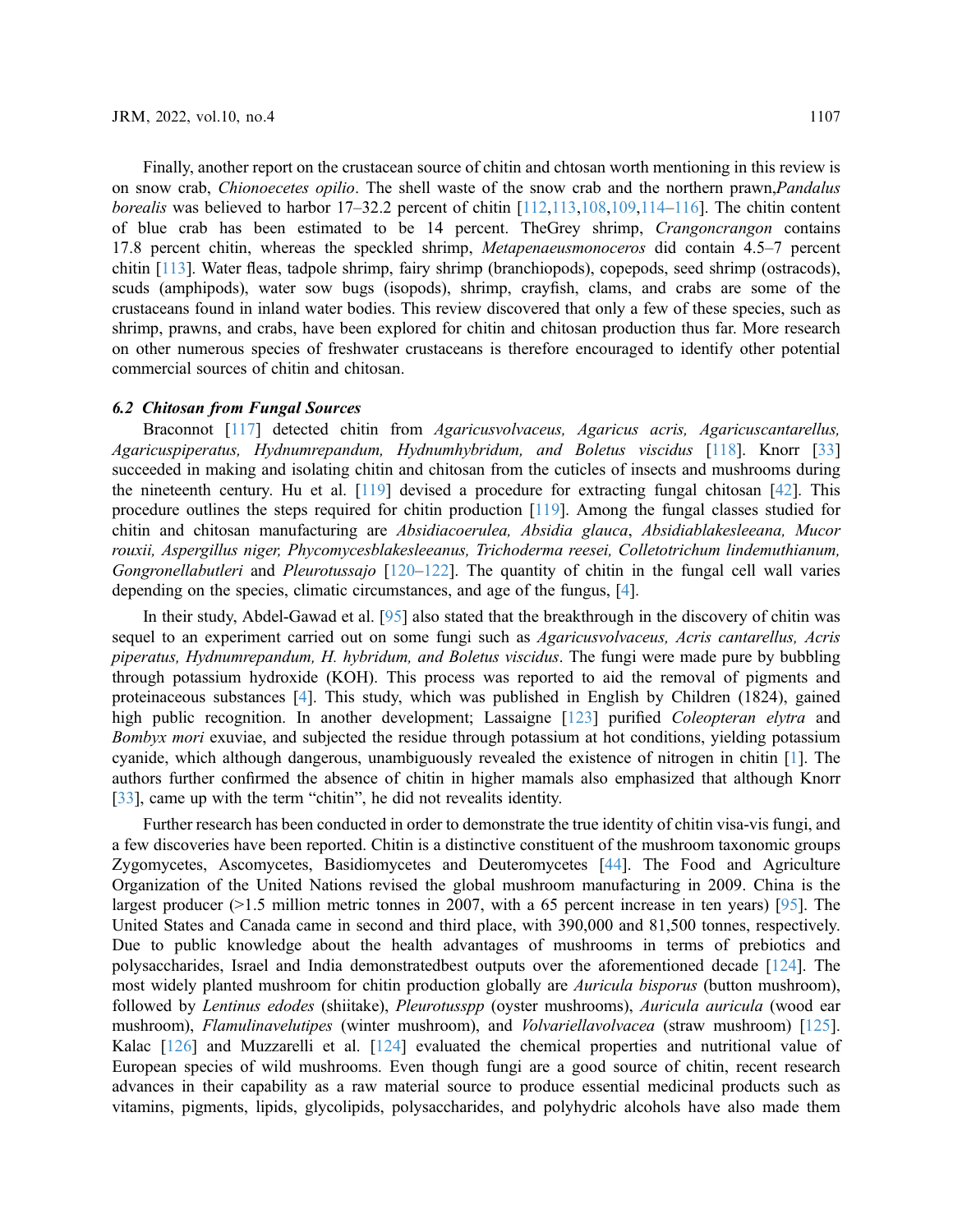Finally, another report on the crustacean source of chitin and chtosan worth mentioning in this review is on snow crab, *Chionoecetes opilio*. The shell waste of the snow crab and the northern prawn,*Pandalus borealis* was believed to harbor 17–32.2 percent of chitin [112,113,108,109,114–116]. The chitin content of blue crab has been estimated to be 14 percent. TheGrey shrimp, *Crangoncrangon* contains 17.8 percent chitin, whereas the speckled shrimp, *Metapenaeusmonoceros* did contain 4.5–7 percent chitin [113]. Water fleas, tadpole shrimp, fairy shrimp (branchiopods), copepods, seed shrimp (ostracods), scuds (amphipods), water sow bugs (isopods), shrimp, crayfish, clams, and crabs are some of the crustaceans found in inland water bodies. This review discovered that only a few of these species, such as shrimp, prawns, and crabs, have been explored for chitin and chitosan production thus far. More research on other numerous species of freshwater crustaceans is therefore encouraged to identify other potential commercial sources of chitin and chitosan.

### 6.2 Chitosan from Fungal Sources

Braconnot [117] detected chitin from *Agaricusvolvaceus, Agaricus acris, Agaricuscantarellus, Agaricuspiperatus, Hydnumrepandum, Hydnumhybridum, and Boletus viscidus* [118]. Knorr [33] succeeded in making and isolating chitin and chitosan from the cuticles of insects and mushrooms during the nineteenth century. Hu et al. [119] devised a procedure for extracting fungal chitosan [42]. This procedure outlines the steps required for chitin production [119]. Among the fungal classes studied for chitin and chitosan manufacturing are *Absidiacoerulea, Absidia glauca*, *Absidiablakesleeana, Mucor rouxii, Aspergillus niger, Phycomycesblakesleeanus, Trichoderma reesei, Colletotrichum lindemuthianum, Gongronellabutleri* and *Pleurotussajo* [120–122]. The quantity of chitin in the fungal cell wall varies depending on the species, climatic circumstances, and age of the fungus, [4].

In their study, Abdel-Gawad et al. [95] also stated that the breakthrough in the discovery of chitin was sequel to an experiment carried out on some fungi such as *Agaricusvolvaceus, Acris cantarellus, Acris piperatus, Hydnumrepandum, H. hybridum, and Boletus viscidus*. The fungi were made pure by bubbling through potassium hydroxide (KOH). This process was reported to aid the removal of pigments and proteinaceous substances [4]. This study, which was published in English by Children (1824), gained high public recognition. In another development; Lassaigne [123] purified *Coleopteran elytra* and *Bombyx mori* exuviae, and subjected the residue through potassium at hot conditions, yielding potassium cyanide, which although dangerous, unambiguously revealed the existence of nitrogen in chitin [1]. The authors further confirmed the absence of chitin in higher mamals also emphasized that although Knorr [33], came up with the term "chitin", he did not revealits identity.

Further research has been conducted in order to demonstrate the true identity of chitin visa-vis fungi, and a few discoveries have been reported. Chitin is a distinctive constituent of the mushroom taxonomic groups Zygomycetes, Ascomycetes, Basidiomycetes and Deuteromycetes [44]. The Food and Agriculture Organization of the United Nations revised the global mushroom manufacturing in 2009. China is the largest producer (>1.5 million metric tonnes in 2007, with a 65 percent increase in ten years) [95]. The United States and Canada came in second and third place, with 390,000 and 81,500 tonnes, respectively. Due to public knowledge about the health advantages of mushrooms in terms of prebiotics and polysaccharides, Israel and India demonstratedbest outputs over the aforementioned decade [124]. The most widely planted mushroom for chitin production globally are *Auricula bisporus* (button mushroom), followed by *Lentinus edodes* (shiitake), *Pleurotusspp* (oyster mushrooms), *Auricula auricula* (wood ear mushroom), *Flamulinavelutipes* (winter mushroom), and *Volvariellavolvacea* (straw mushroom) [125]. Kalac [126] and Muzzarelli et al. [124] evaluated the chemical properties and nutritional value of European species of wild mushrooms. Even though fungi are a good source of chitin, recent research advances in their capability as a raw material source to produce essential medicinal products such as vitamins, pigments, lipids, glycolipids, polysaccharides, and polyhydric alcohols have also made them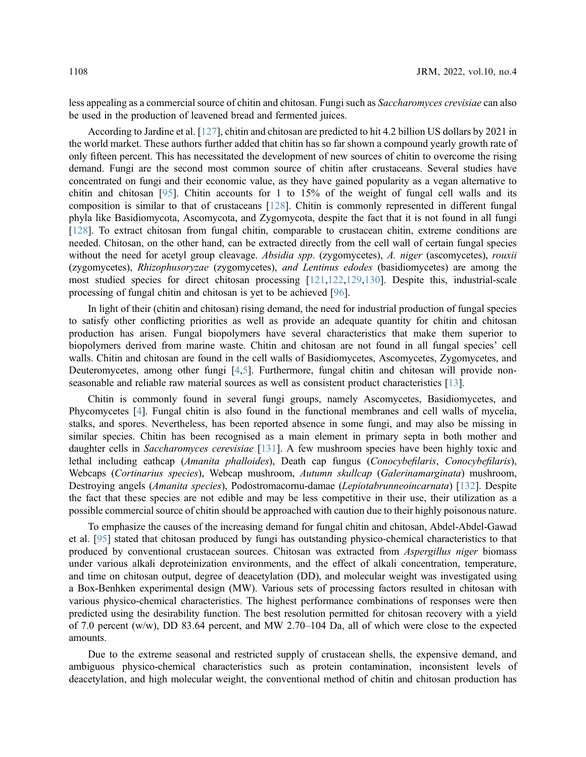less appealing as a commercial source of chitin and chitosan. Fungi such as *Saccharomyces crevisiae* can also be used in the production of leavened bread and fermented juices.

According to Jardine et al. [127], chitin and chitosan are predicted to hit 4.2 billion US dollars by 2021 in the world market. These authors further added that chitin has so far shown a compound yearly growth rate of only fifteen percent. This has necessitated the development of new sources of chitin to overcome the rising demand. Fungi are the second most common source of chitin after crustaceans. Several studies have concentrated on fungi and their economic value, as they have gained popularity as a vegan alternative to chitin and chitosan [95]. Chitin accounts for 1 to 15% of the weight of fungal cell walls and its composition is similar to that of crustaceans [128]. Chitin is commonly represented in different fungal phyla like Basidiomycota, Ascomycota, and Zygomycota, despite the fact that it is not found in all fungi [128]. To extract chitosan from fungal chitin, comparable to crustacean chitin, extreme conditions are needed. Chitosan, on the other hand, can be extracted directly from the cell wall of certain fungal species without the need for acetyl group cleavage. *Absidia spp*. (zygomycetes), *A. niger* (ascomycetes), *rouxii* (zygomycetes), *Rhizophusoryzae* (zygomycetes), *and Lentinus edodes* (basidiomycetes) are among the most studied species for direct chitosan processing [121,122,129,130]. Despite this, industrial-scale processing of fungal chitin and chitosan is yet to be achieved [96].

In light of their (chitin and chitosan) rising demand, the need for industrial production of fungal species to satisfy other conflicting priorities as well as provide an adequate quantity for chitin and chitosan production has arisen. Fungal biopolymers have several characteristics that make them superior to biopolymers derived from marine waste. Chitin and chitosan are not found in all fungal species' cell walls. Chitin and chitosan are found in the cell walls of Basidiomycetes, Ascomycetes, Zygomycetes, and Deuteromycetes, among other fungi [4,5]. Furthermore, fungal chitin and chitosan will provide non-seasonable and reliable raw material sources as well as consistent product characteristics [13].

Chitin is commonly found in several fungi groups, namely Ascomycetes, Basidiomycetes, and Phycomycetes [4]. Fungal chitin is also found in the functional membranes and cell walls of mycelia, stalks, and spores. Nevertheless, has been reported absence in some fungi, and may also be missing in similar species. Chitin has been recognised as a main element in primary septa in both mother and daughter cells in *Saccharomyces cerevisiae* [131]. A few mushroom species have been highly toxic and lethal including eathcap (*Amanita phalloides*), Death cap fungus (*Conocybefilaris*, *Conocybefilaris*), Webcaps (*Cortinarius species*), Webcap mushroom, *Autumn skullcap* (*Galerinamarginata*) mushroom, Destroying angels (*Amanita species*), Podostromacornu-damae (*Lepiotabrunneoincarnata*) [132]. Despite the fact that these species are not edible and may be less competitive in their use, their utilization as a possible commercial source of chitin should be approached with caution due to their highly poisonous nature.

To emphasize the causes of the increasing demand for fungal chitin and chitosan, Abdel-Abdel-Gawad et al. [95] stated that chitosan produced by fungi has outstanding physico-chemical characteristics to that produced by conventional crustacean sources. Chitosan was extracted from *Aspergillus niger* biomass under various alkali deproteinization environments, and the effect of alkali concentration, temperature, and time on chitosan output, degree of deacetylation (DD), and molecular weight was investigated using a Box-Benhken experimental design (MW). Various sets of processing factors resulted in chitosan with various physico-chemical characteristics. The highest performance combinations of responses were then predicted using the desirability function. The best resolution permitted for chitosan recovery with a yield of 7.0 percent (w/w), DD 83.64 percent, and MW 2.70–104 Da, all of which were close to the expected amounts.

Due to the extreme seasonal and restricted supply of crustacean shells, the expensive demand, and ambiguous physico-chemical characteristics such as protein contamination, inconsistent levels of deacetylation, and high molecular weight, the conventional method of chitin and chitosan production has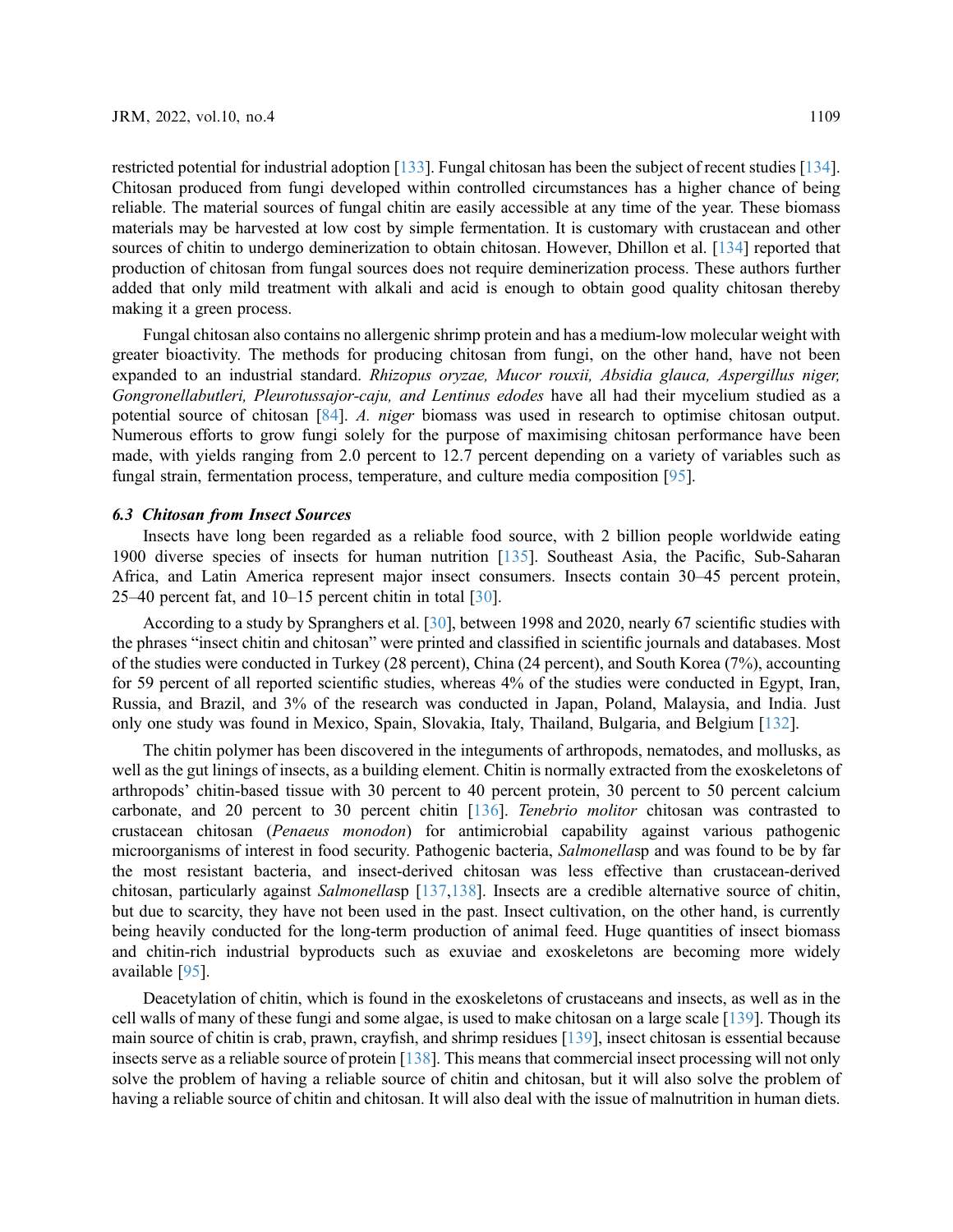restricted potential for industrial adoption [133]. Fungal chitosan has been the subject of recent studies [134]. Chitosan produced from fungi developed within controlled circumstances has a higher chance of being reliable. The material sources of fungal chitin are easily accessible at any time of the year. These biomass materials may be harvested at low cost by simple fermentation. It is customary with crustacean and other sources of chitin to undergo deminerization to obtain chitosan. However, Dhillon et al. [134] reported that production of chitosan from fungal sources does not require deminerization process. These authors further added that only mild treatment with alkali and acid is enough to obtain good quality chitosan thereby making it a green process.

Fungal chitosan also contains no allergenic shrimp protein and has a medium-low molecular weight with greater bioactivity. The methods for producing chitosan from fungi, on the other hand, have not been expanded to an industrial standard. *Rhizopus oryzae, Mucor rouxii, Absidia glauca, Aspergillus niger, Gongronellabutleri, Pleurotussajor-caju, and Lentinus edodes* have all had their mycelium studied as a potential source of chitosan [84]. *A. niger* biomass was used in research to optimise chitosan output. Numerous efforts to grow fungi solely for the purpose of maximising chitosan performance have been made, with yields ranging from 2.0 percent to 12.7 percent depending on a variety of variables such as fungal strain, fermentation process, temperature, and culture media composition [95].

### *6.3 Chitosan from Insect Sources*

Insects have long been regarded as a reliable food source, with 2 billion people worldwide eating 1900 diverse species of insects for human nutrition [135]. Southeast Asia, the Pacific, Sub-Saharan Africa, and Latin America represent major insect consumers. Insects contain 30–45 percent protein, 25–40 percent fat, and 10–15 percent chitin in total [30].

According to a study by Spranghers et al. [30], between 1998 and 2020, nearly 67 scientific studies with the phrases "insect chitin and chitosan" were printed and classified in scientific journals and databases. Most of the studies were conducted in Turkey (28 percent), China (24 percent), and South Korea (7%), accounting for 59 percent of all reported scientific studies, whereas 4% of the studies were conducted in Egypt, Iran, Russia, and Brazil, and 3% of the research was conducted in Japan, Poland, Malaysia, and India. Just only one study was found in Mexico, Spain, Slovakia, Italy, Thailand, Bulgaria, and Belgium [132].

The chitin polymer has been discovered in the integuments of arthropods, nematodes, and mollusks, as well as the gut linings of insects, as a building element. Chitin is normally extracted from the exoskeletons of arthropods' chitin-based tissue with 30 percent to 40 percent protein, 30 percent to 50 percent calcium carbonate, and 20 percent to 30 percent chitin [136]. *Tenebrio molitor* chitosan was contrasted to crustacean chitosan (*Penaeus monodon*) for antimicrobial capability against various pathogenic microorganisms of interest in food security. Pathogenic bacteria, *Salmonella*sp and was found to be by far the most resistant bacteria, and insect-derived chitosan was less effective than crustacean-derived chitosan, particularly against *Salmonella*sp [137,138]. Insects are a credible alternative source of chitin, but due to scarcity, they have not been used in the past. Insect cultivation, on the other hand, is currently being heavily conducted for the long-term production of animal feed. Huge quantities of insect biomass and chitin-rich industrial byproducts such as exuviae and exoskeletons are becoming more widely available [95].

Deacetylation of chitin, which is found in the exoskeletons of crustaceans and insects, as well as in the cell walls of many of these fungi and some algae, is used to make chitosan on a large scale [139]. Though its main source of chitin is crab, prawn, crayfish, and shrimp residues [139], insect chitosan is essential because insects serve as a reliable source of protein [138]. This means that commercial insect processing will not only solve the problem of having a reliable source of chitin and chitosan, but it will also solve the problem of having a reliable source of chitin and chitosan. It will also deal with the issue of malnutrition in human diets.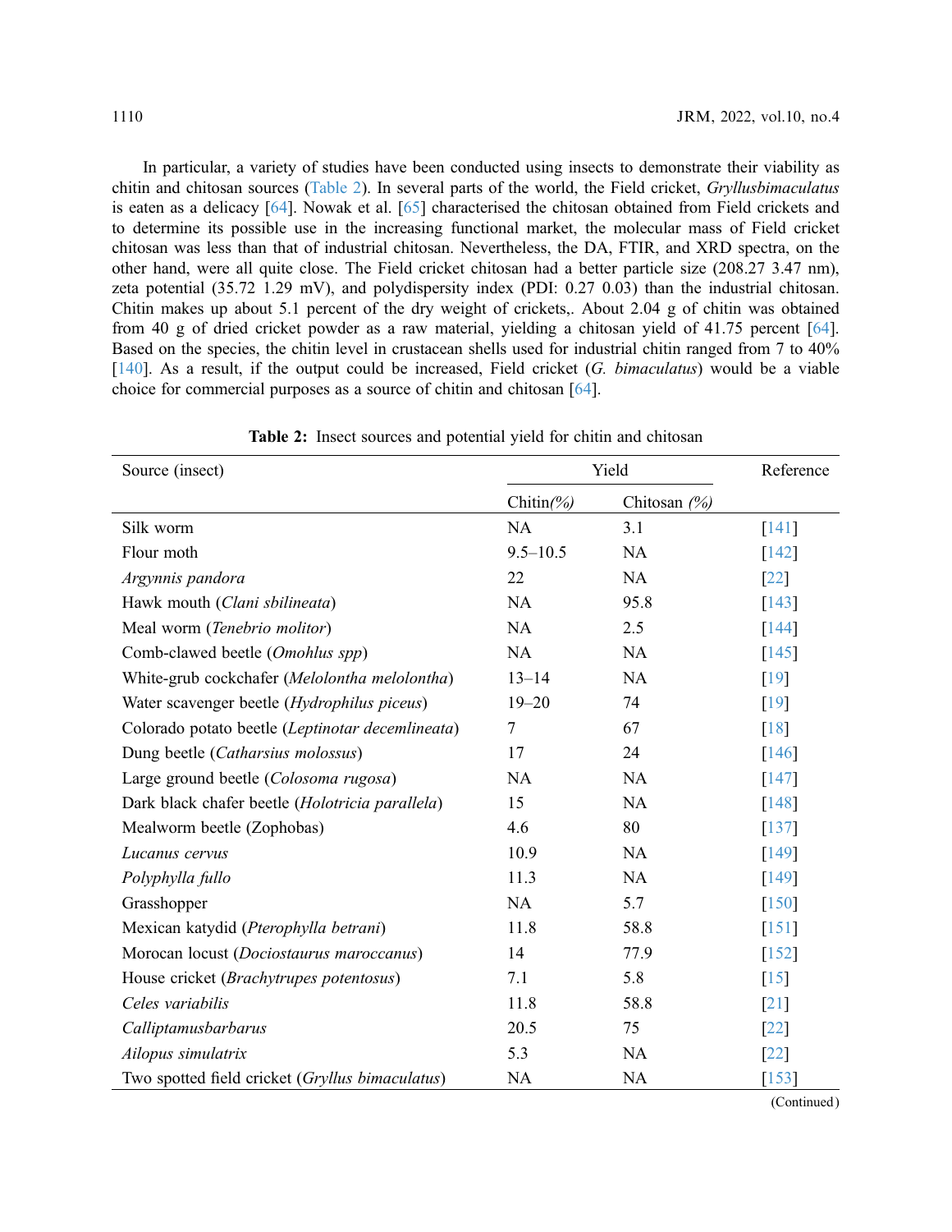In particular, a variety of studies have been conducted using insects to demonstrate their viability as chitin and chitosan sources (Table 2). In several parts of the world, the Field cricket, *Gryllusbimaculatus* is eaten as a delicacy [64]. Nowak et al. [65] characterised the chitosan obtained from Field crickets and to determine its possible use in the increasing functional market, the molecular mass of Field cricket chitosan was less than that of industrial chitosan. Nevertheless, the DA, FTIR, and XRD spectra, on the other hand, were all quite close. The Field cricket chitosan had a better particle size (208.27 3.47 nm), zeta potential (35.72 1.29 mV), and polydispersity index (PDI: 0.27 0.03) than the industrial chitosan. Chitin makes up about 5.1 percent of the dry weight of crickets,. About 2.04 g of chitin was obtained from 40 g of dried cricket powder as a raw material, yielding a chitosan yield of 41.75 percent [64]. Based on the species, the chitin level in crustacean shells used for industrial chitin ranged from 7 to 40% [140]. As a result, if the output could be increased, Field cricket (*G. bimaculatus*) would be a viable choice for commercial purposes as a source of chitin and chitosan [64].

**Table 2:** Insect sources and potential yield for chitin and chitosan

| Source (insect) | Yield | | Reference |
|---|---|---|---|
| | Chitin*(%)* | Chitosan *(%)* | |
| Silk worm | NA | 3.1 | [141] |
| Flour moth | 9.5–10.5 | NA | [142] |
| *Argynnis pandora* | 22 | NA | [22] |
| Hawk mouth (*Clani sbilineata*) | NA | 95.8 | [143] |
| Meal worm (*Tenebrio molitor*) | NA | 2.5 | [144] |
| Comb-clawed beetle (*Omohlus spp*) | NA | NA | [145] |
| White-grub cockchafer (*Melolontha melolontha*) | 13–14 | NA | [19] |
| Water scavenger beetle (*Hydrophilus piceus*) | 19–20 | 74 | [19] |
| Colorado potato beetle (*Leptinotar decemlineata*) | 7 | 67 | [18] |
| Dung beetle (*Catharsius molossus*) | 17 | 24 | [146] |
| Large ground beetle (*Colosoma rugosa*) | NA | NA | [147] |
| Dark black chafer beetle (*Holotricia parallela*) | 15 | NA | [148] |
| Mealworm beetle (Zophobas) | 4.6 | 80 | [137] |
| *Lucanus cervus* | 10.9 | NA | [149] |
| *Polyphylla fullo* | 11.3 | NA | [149] |
| Grasshopper | NA | 5.7 | [150] |
| Mexican katydid (*Pterophylla betrani*) | 11.8 | 58.8 | [151] |
| Morocan locust (*Dociostaurus maroccanus*) | 14 | 77.9 | [152] |
| House cricket (*Brachytrupes potentosus*) | 7.1 | 5.8 | [15] |
| *Celes variabilis* | 11.8 | 58.8 | [21] |
| *Calliptamusbarbarus* | 20.5 | 75 | [22] |
| *Ailopus simulatrix* | 5.3 | NA | [22] |
| Two spotted field cricket (*Gryllus bimaculatus*) | NA | NA | [153] |

(Continued)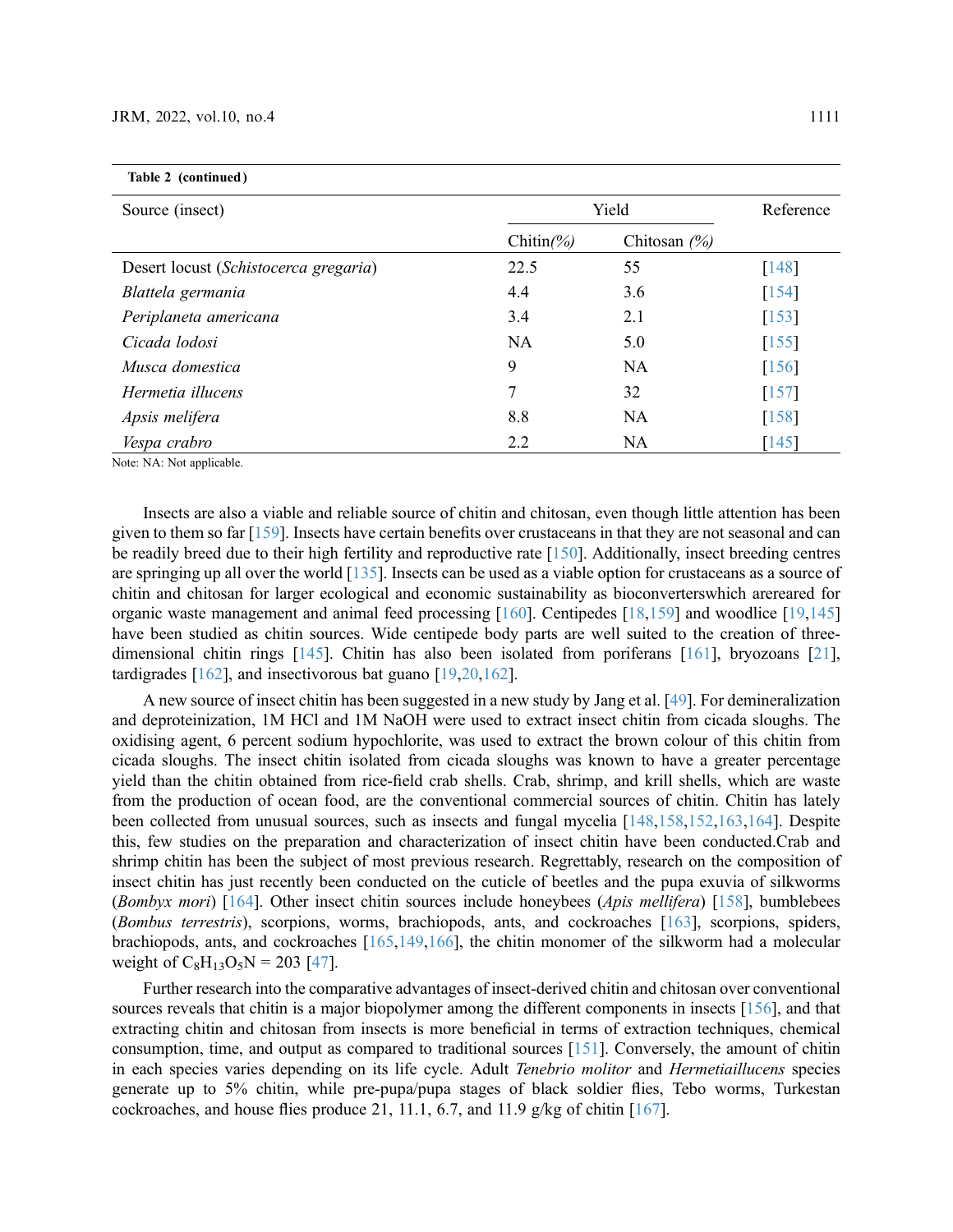**Table 2 (continued)**

| Source (insect) | Yield | | Reference |
|---|---|---|---|
| | Chitin *(%)* | Chitosan *(%)* | |
| Desert locust (*Schistocerca gregaria*) | 22.5 | 55 | [148] |
| *Blattela germania* | 4.4 | 3.6 | [154] |
| *Periplaneta americana* | 3.4 | 2.1 | [153] |
| *Cicada lodosi* | NA | 5.0 | [155] |
| *Musca domestica* | 9 | NA | [156] |
| *Hermetia illucens* | 7 | 32 | [157] |
| *Apsis melifera* | 8.8 | NA | [158] |
| *Vespa crabro* | 2.2 | NA | [145] |

Note: NA: Not applicable.

Insects are also a viable and reliable source of chitin and chitosan, even though little attention has been given to them so far [159]. Insects have certain benefits over crustaceans in that they are not seasonal and can be readily breed due to their high fertility and reproductive rate [150]. Additionally, insect breeding centres are springing up all over the world [135]. Insects can be used as a viable option for crustaceans as a source of chitin and chitosan for larger ecological and economic sustainability as bioconverterswhich arereared for organic waste management and animal feed processing [160]. Centipedes [18,159] and woodlice [19,145] have been studied as chitin sources. Wide centipede body parts are well suited to the creation of three-dimensional chitin rings [145]. Chitin has also been isolated from poriferans [161], bryozoans [21], tardigrades [162], and insectivorous bat guano [19,20,162].

A new source of insect chitin has been suggested in a new study by Jang et al. [49]. For demineralization and deproteinization, 1M HCl and 1M NaOH were used to extract insect chitin from cicada sloughs. The oxidising agent, 6 percent sodium hypochlorite, was used to extract the brown colour of this chitin from cicada sloughs. The insect chitin isolated from cicada sloughs was known to have a greater percentage yield than the chitin obtained from rice-field crab shells. Crab, shrimp, and krill shells, which are waste from the production of ocean food, are the conventional commercial sources of chitin. Chitin has lately been collected from unusual sources, such as insects and fungal mycelia [148,158,152,163,164]. Despite this, few studies on the preparation and characterization of insect chitin have been conducted.Crab and shrimp chitin has been the subject of most previous research. Regrettably, research on the composition of insect chitin has just recently been conducted on the cuticle of beetles and the pupa exuvia of silkworms (*Bombyx mori*) [164]. Other insect chitin sources include honeybees (*Apis mellifera*) [158], bumblebees (*Bombus terrestris*), scorpions, worms, brachiopods, ants, and cockroaches [163], scorpions, spiders, brachiopods, ants, and cockroaches [165,149,166], the chitin monomer of the silkworm had a molecular weight of $C_8H_{13}O_5N = 203$ [47].

Further research into the comparative advantages of insect-derived chitin and chitosan over conventional sources reveals that chitin is a major biopolymer among the different components in insects [156], and that extracting chitin and chitosan from insects is more beneficial in terms of extraction techniques, chemical consumption, time, and output as compared to traditional sources [151]. Conversely, the amount of chitin in each species varies depending on its life cycle. Adult *Tenebrio molitor* and *Hermetiaillucens* species generate up to 5% chitin, while pre-pupa/pupa stages of black soldier flies, Tebo worms, Turkestan cockroaches, and house flies produce 21, 11.1, 6.7, and 11.9 g/kg of chitin [167].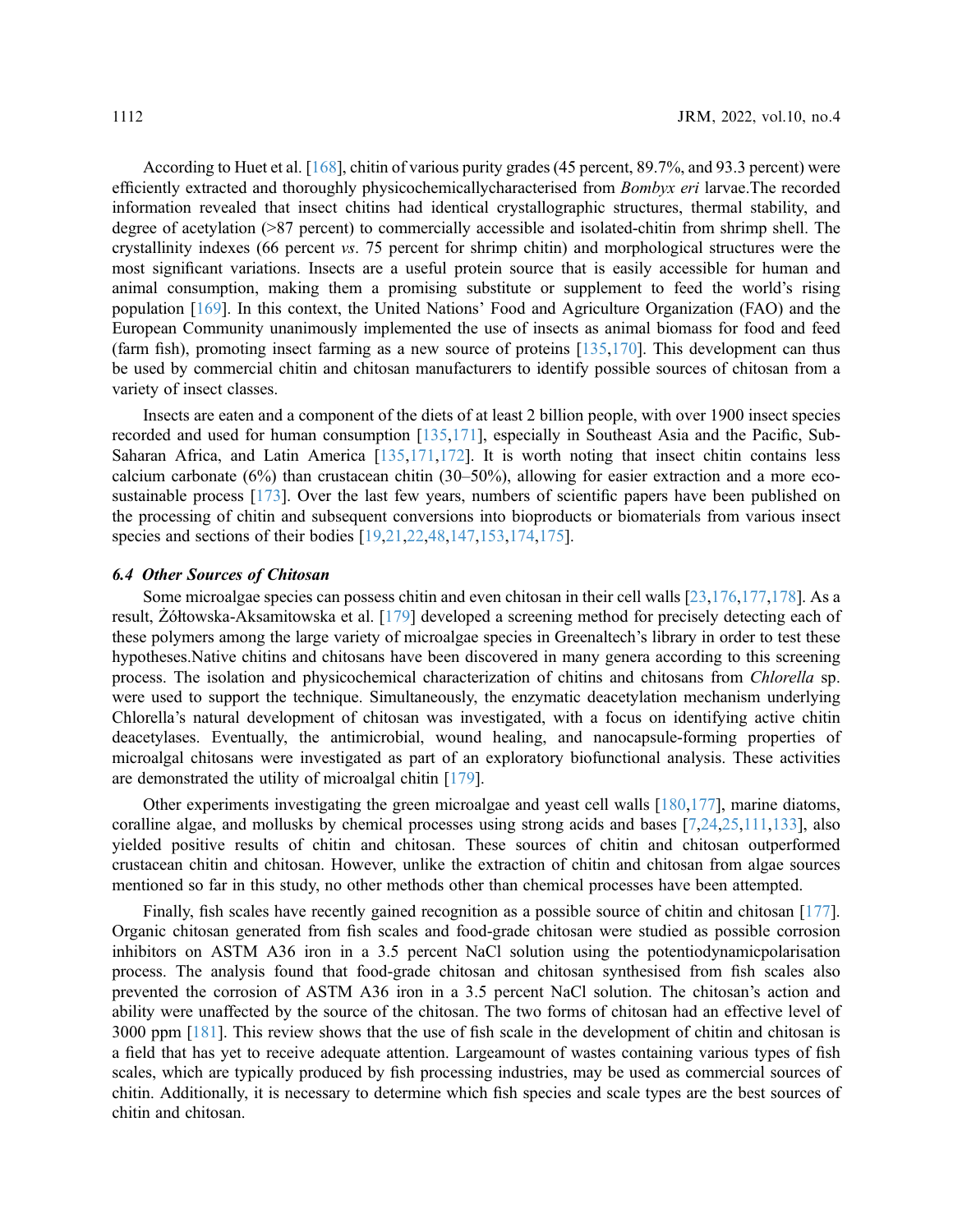According to Huet et al. [168], chitin of various purity grades (45 percent, 89.7%, and 93.3 percent) were efficiently extracted and thoroughly physicochemicallycharacterised from *Bombyx eri* larvae.The recorded information revealed that insect chitins had identical crystallographic structures, thermal stability, and degree of acetylation (>87 percent) to commercially accessible and isolated-chitin from shrimp shell. The crystallinity indexes (66 percent *vs*. 75 percent for shrimp chitin) and morphological structures were the most significant variations. Insects are a useful protein source that is easily accessible for human and animal consumption, making them a promising substitute or supplement to feed the world's rising population [169]. In this context, the United Nations' Food and Agriculture Organization (FAO) and the European Community unanimously implemented the use of insects as animal biomass for food and feed (farm fish), promoting insect farming as a new source of proteins [135,170]. This development can thus be used by commercial chitin and chitosan manufacturers to identify possible sources of chitosan from a variety of insect classes.

Insects are eaten and a component of the diets of at least 2 billion people, with over 1900 insect species recorded and used for human consumption [135,171], especially in Southeast Asia and the Pacific, Sub-Saharan Africa, and Latin America [135,171,172]. It is worth noting that insect chitin contains less calcium carbonate (6%) than crustacean chitin (30–50%), allowing for easier extraction and a more eco-sustainable process [173]. Over the last few years, numbers of scientific papers have been published on the processing of chitin and subsequent conversions into bioproducts or biomaterials from various insect species and sections of their bodies [19,21,22,48,147,153,174,175].

### *6.4 Other Sources of Chitosan*

Some microalgae species can possess chitin and even chitosan in their cell walls [23,176,177,178]. As a result, Żółtowska-Aksamitowska et al. [179] developed a screening method for precisely detecting each of these polymers among the large variety of microalgae species in Greenaltech's library in order to test these hypotheses.Native chitins and chitosans have been discovered in many genera according to this screening process. The isolation and physicochemical characterization of chitins and chitosans from *Chlorella* sp. were used to support the technique. Simultaneously, the enzymatic deacetylation mechanism underlying Chlorella's natural development of chitosan was investigated, with a focus on identifying active chitin deacetylases. Eventually, the antimicrobial, wound healing, and nanocapsule-forming properties of microalgal chitosans were investigated as part of an exploratory biofunctional analysis. These activities are demonstrated the utility of microalgal chitin [179].

Other experiments investigating the green microalgae and yeast cell walls [180,177], marine diatoms, coralline algae, and mollusks by chemical processes using strong acids and bases [7,24,25,111,133], also yielded positive results of chitin and chitosan. These sources of chitin and chitosan outperformed crustacean chitin and chitosan. However, unlike the extraction of chitin and chitosan from algae sources mentioned so far in this study, no other methods other than chemical processes have been attempted.

Finally, fish scales have recently gained recognition as a possible source of chitin and chitosan [177]. Organic chitosan generated from fish scales and food-grade chitosan were studied as possible corrosion inhibitors on ASTM A36 iron in a 3.5 percent NaCl solution using the potentiodynamicpolarisation process. The analysis found that food-grade chitosan and chitosan synthesised from fish scales also prevented the corrosion of ASTM A36 iron in a 3.5 percent NaCl solution. The chitosan's action and ability were unaffected by the source of the chitosan. The two forms of chitosan had an effective level of 3000 ppm [181]. This review shows that the use of fish scale in the development of chitin and chitosan is a field that has yet to receive adequate attention. Largeamount of wastes containing various types of fish scales, which are typically produced by fish processing industries, may be used as commercial sources of chitin. Additionally, it is necessary to determine which fish species and scale types are the best sources of chitin and chitosan.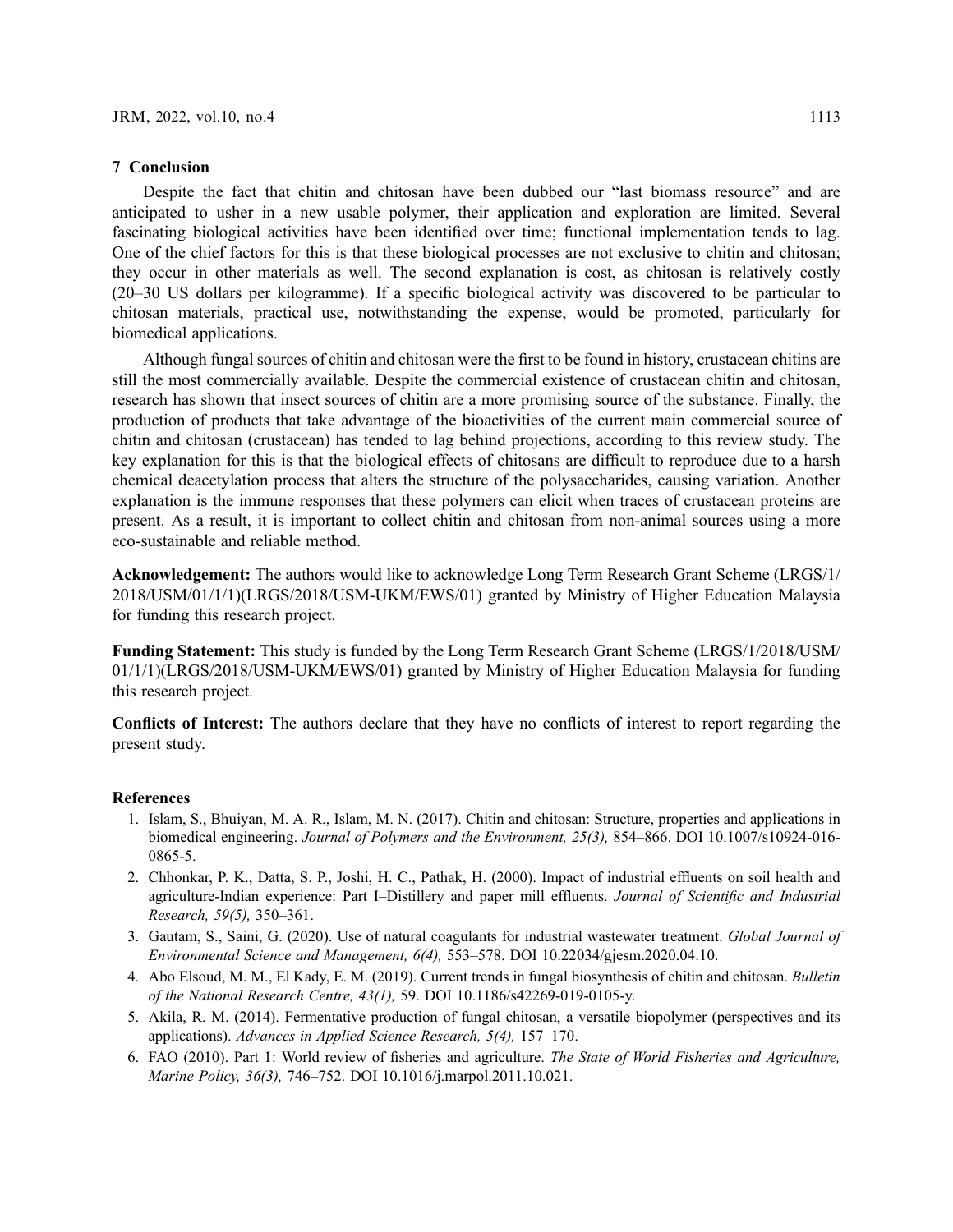## 7 Conclusion

Despite the fact that chitin and chitosan have been dubbed our "last biomass resource" and are anticipated to usher in a new usable polymer, their application and exploration are limited. Several fascinating biological activities have been identified over time; functional implementation tends to lag. One of the chief factors for this is that these biological processes are not exclusive to chitin and chitosan; they occur in other materials as well. The second explanation is cost, as chitosan is relatively costly (20–30 US dollars per kilogramme). If a specific biological activity was discovered to be particular to chitosan materials, practical use, notwithstanding the expense, would be promoted, particularly for biomedical applications.

Although fungal sources of chitin and chitosan were the first to be found in history, crustacean chitins are still the most commercially available. Despite the commercial existence of crustacean chitin and chitosan, research has shown that insect sources of chitin are a more promising source of the substance. Finally, the production of products that take advantage of the bioactivities of the current main commercial source of chitin and chitosan (crustacean) has tended to lag behind projections, according to this review study. The key explanation for this is that the biological effects of chitosans are difficult to reproduce due to a harsh chemical deacetylation process that alters the structure of the polysaccharides, causing variation. Another explanation is the immune responses that these polymers can elicit when traces of crustacean proteins are present. As a result, it is important to collect chitin and chitosan from non-animal sources using a more eco-sustainable and reliable method.

**Acknowledgement:** The authors would like to acknowledge Long Term Research Grant Scheme (LRGS/1/2018/USM/01/1/1)(LRGS/2018/USM-UKM/EWS/01) granted by Ministry of Higher Education Malaysia for funding this research project.

**Funding Statement:** This study is funded by the Long Term Research Grant Scheme (LRGS/1/2018/USM/01/1/1)(LRGS/2018/USM-UKM/EWS/01) granted by Ministry of Higher Education Malaysia for funding this research project.

**Conflicts of Interest:** The authors declare that they have no conflicts of interest to report regarding the present study.

## References

1. Islam, S., Bhuiyan, M. A. R., Islam, M. N. (2017). Chitin and chitosan: Structure, properties and applications in biomedical engineering. *Journal of Polymers and the Environment, 25(3),* 854–866. DOI 10.1007/s10924-016-0865-5.
2. Chhonkar, P. K., Datta, S. P., Joshi, H. C., Pathak, H. (2000). Impact of industrial effluents on soil health and agriculture-Indian experience: Part I–Distillery and paper mill effluents. *Journal of Scientific and Industrial Research, 59(5),* 350–361.
3. Gautam, S., Saini, G. (2020). Use of natural coagulants for industrial wastewater treatment. *Global Journal of Environmental Science and Management, 6(4),* 553–578. DOI 10.22034/gjesm.2020.04.10.
4. Abo Elsoud, M. M., El Kady, E. M. (2019). Current trends in fungal biosynthesis of chitin and chitosan. *Bulletin of the National Research Centre, 43(1),* 59. DOI 10.1186/s42269-019-0105-y.
5. Akila, R. M. (2014). Fermentative production of fungal chitosan, a versatile biopolymer (perspectives and its applications). *Advances in Applied Science Research, 5(4),* 157–170.
6. FAO (2010). Part 1: World review of fisheries and agriculture. *The State of World Fisheries and Agriculture, Marine Policy, 36(3),* 746–752. DOI 10.1016/j.marpol.2011.10.021.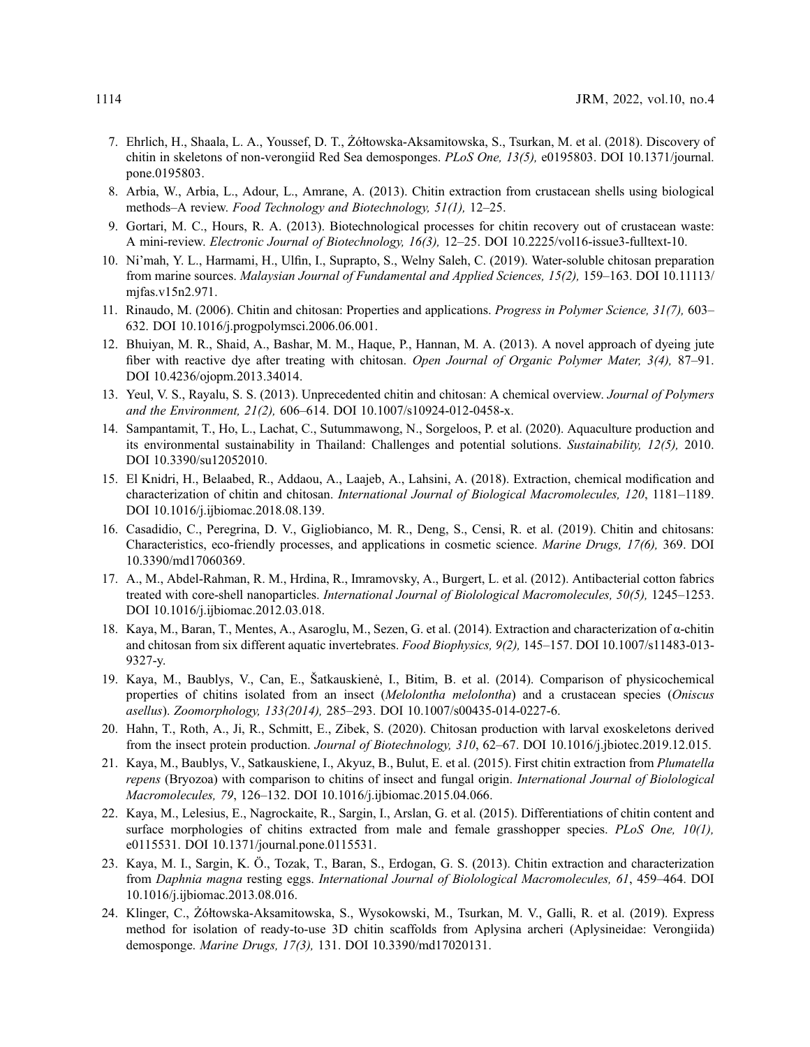7. Ehrlich, H., Shaala, L. A., Youssef, D. T., Żółtowska-Aksamitowska, S., Tsurkan, M. et al. (2018). Discovery of chitin in skeletons of non-verongiid Red Sea demosponges. *PLoS One, 13(5),* e0195803. DOI 10.1371/journal.pone.0195803.
8. Arbia, W., Arbia, L., Adour, L., Amrane, A. (2013). Chitin extraction from crustacean shells using biological methods–A review. *Food Technology and Biotechnology, 51(1),* 12–25.
9. Gortari, M. C., Hours, R. A. (2013). Biotechnological processes for chitin recovery out of crustacean waste: A mini-review. *Electronic Journal of Biotechnology, 16(3),* 12–25. DOI 10.2225/vol16-issue3-fulltext-10.
10. Ni'mah, Y. L., Harmami, H., Ulfin, I., Suprapto, S., Welny Saleh, C. (2019). Water-soluble chitosan preparation from marine sources. *Malaysian Journal of Fundamental and Applied Sciences, 15(2),* 159–163. DOI 10.11113/mjfas.v15n2.971.
11. Rinaudo, M. (2006). Chitin and chitosan: Properties and applications. *Progress in Polymer Science, 31(7),* 603–632. DOI 10.1016/j.progpolymsci.2006.06.001.
12. Bhuiyan, M. R., Shaid, A., Bashar, M. M., Haque, P., Hannan, M. A. (2013). A novel approach of dyeing jute fiber with reactive dye after treating with chitosan. *Open Journal of Organic Polymer Mater, 3(4),* 87–91. DOI 10.4236/ojopm.2013.34014.
13. Yeul, V. S., Rayalu, S. S. (2013). Unprecedented chitin and chitosan: A chemical overview. *Journal of Polymers and the Environment, 21(2),* 606–614. DOI 10.1007/s10924-012-0458-x.
14. Sampantamit, T., Ho, L., Lachat, C., Sutummawong, N., Sorgeloos, P. et al. (2020). Aquaculture production and its environmental sustainability in Thailand: Challenges and potential solutions. *Sustainability, 12(5),* 2010. DOI 10.3390/su12052010.
15. El Knidri, H., Belaabed, R., Addaou, A., Laajeb, A., Lahsini, A. (2018). Extraction, chemical modification and characterization of chitin and chitosan. *International Journal of Biological Macromolecules, 120*, 1181–1189. DOI 10.1016/j.ijbiomac.2018.08.139.
16. Casadidio, C., Peregrina, D. V., Gigliobianco, M. R., Deng, S., Censi, R. et al. (2019). Chitin and chitosans: Characteristics, eco-friendly processes, and applications in cosmetic science. *Marine Drugs, 17(6),* 369. DOI 10.3390/md17060369.
17. A., M., Abdel-Rahman, R. M., Hrdina, R., Imramovsky, A., Burgert, L. et al. (2012). Antibacterial cotton fabrics treated with core-shell nanoparticles. *International Journal of Biolological Macromolecules, 50(5),* 1245–1253. DOI 10.1016/j.ijbiomac.2012.03.018.
18. Kaya, M., Baran, T., Mentes, A., Asaroglu, M., Sezen, G. et al. (2014). Extraction and characterization of α-chitin and chitosan from six different aquatic invertebrates. *Food Biophysics, 9(2),* 145–157. DOI 10.1007/s11483-013-9327-y.
19. Kaya, M., Baublys, V., Can, E., Šatkauskienė, I., Bitim, B. et al. (2014). Comparison of physicochemical properties of chitins isolated from an insect (*Melolontha melolontha*) and a crustacean species (*Oniscus asellus*). *Zoomorphology, 133(2014),* 285–293. DOI 10.1007/s00435-014-0227-6.
20. Hahn, T., Roth, A., Ji, R., Schmitt, E., Zibek, S. (2020). Chitosan production with larval exoskeletons derived from the insect protein production. *Journal of Biotechnology, 310*, 62–67. DOI 10.1016/j.jbiotec.2019.12.015.
21. Kaya, M., Baublys, V., Satkauskiene, I., Akyuz, B., Bulut, E. et al. (2015). First chitin extraction from *Plumatella repens* (Bryozoa) with comparison to chitins of insect and fungal origin. *International Journal of Biolological Macromolecules, 79*, 126–132. DOI 10.1016/j.ijbiomac.2015.04.066.
22. Kaya, M., Lelesius, E., Nagrockaite, R., Sargin, I., Arslan, G. et al. (2015). Differentiations of chitin content and surface morphologies of chitins extracted from male and female grasshopper species. *PLoS One, 10(1),* e0115531. DOI 10.1371/journal.pone.0115531.
23. Kaya, M. I., Sargin, K. Ö., Tozak, T., Baran, S., Erdogan, G. S. (2013). Chitin extraction and characterization from *Daphnia magna* resting eggs. *International Journal of Biolological Macromolecules, 61*, 459–464. DOI 10.1016/j.ijbiomac.2013.08.016.
24. Klinger, C., Żółtowska-Aksamitowska, S., Wysokowski, M., Tsurkan, M. V., Galli, R. et al. (2019). Express method for isolation of ready-to-use 3D chitin scaffolds from Aplysina archeri (Aplysineidae: Verongiida) demosponge. *Marine Drugs, 17(3),* 131. DOI 10.3390/md17020131.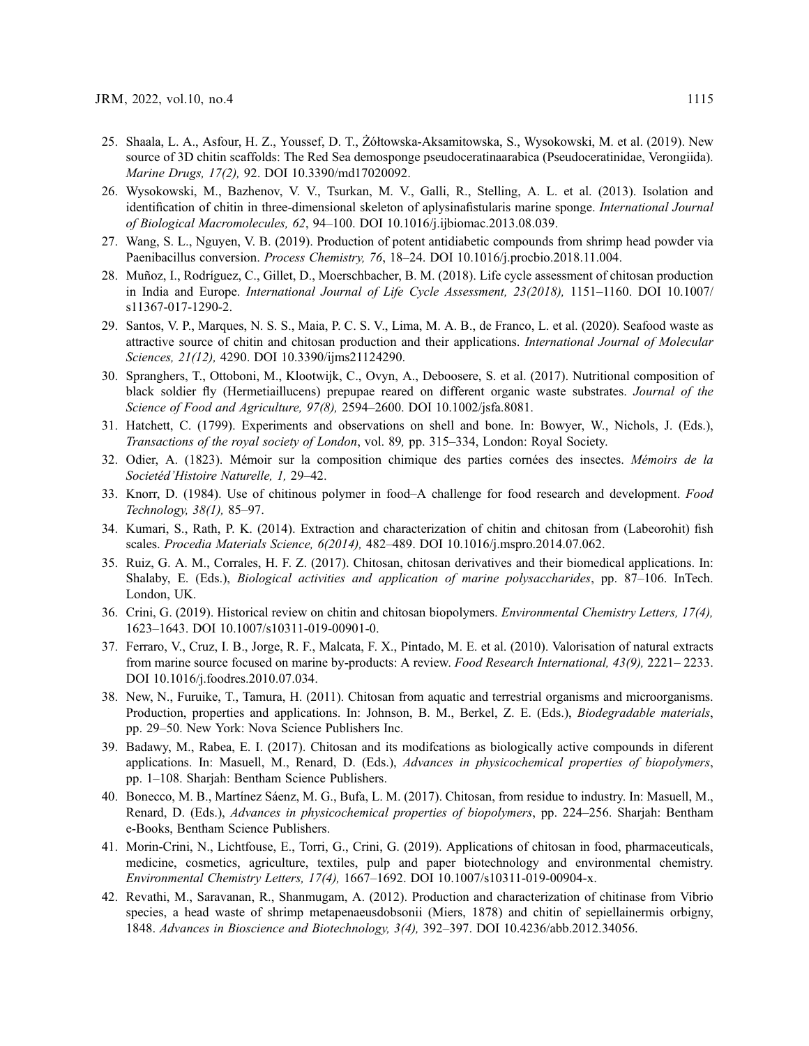25. Shaala, L. A., Asfour, H. Z., Youssef, D. T., Żółtowska-Aksamitowska, S., Wysokowski, M. et al. (2019). New source of 3D chitin scaffolds: The Red Sea demosponge pseudoceratinaarabica (Pseudoceratinidae, Verongiida). *Marine Drugs, 17(2),* 92. DOI 10.3390/md17020092.
26. Wysokowski, M., Bazhenov, V. V., Tsurkan, M. V., Galli, R., Stelling, A. L. et al. (2013). Isolation and identification of chitin in three-dimensional skeleton of aplysinafistularis marine sponge. *International Journal of Biological Macromolecules, 62*, 94–100. DOI 10.1016/j.ijbiomac.2013.08.039.
27. Wang, S. L., Nguyen, V. B. (2019). Production of potent antidiabetic compounds from shrimp head powder via Paenibacillus conversion. *Process Chemistry, 76*, 18–24. DOI 10.1016/j.procbio.2018.11.004.
28. Muñoz, I., Rodríguez, C., Gillet, D., Moerschbacher, B. M. (2018). Life cycle assessment of chitosan production in India and Europe. *International Journal of Life Cycle Assessment, 23(2018),* 1151–1160. DOI 10.1007/s11367-017-1290-2.
29. Santos, V. P., Marques, N. S. S., Maia, P. C. S. V., Lima, M. A. B., de Franco, L. et al. (2020). Seafood waste as attractive source of chitin and chitosan production and their applications. *International Journal of Molecular Sciences, 21(12),* 4290. DOI 10.3390/ijms21124290.
30. Spranghers, T., Ottoboni, M., Klootwijk, C., Ovyn, A., Deboosere, S. et al. (2017). Nutritional composition of black soldier fly (Hermetiaillucens) prepupae reared on different organic waste substrates. *Journal of the Science of Food and Agriculture, 97(8),* 2594–2600. DOI 10.1002/jsfa.8081.
31. Hatchett, C. (1799). Experiments and observations on shell and bone. In: Bowyer, W., Nichols, J. (Eds.), *Transactions of the royal society of London*, vol. 89*,* pp. 315–334, London: Royal Society.
32. Odier, A. (1823). Mémoir sur la composition chimique des parties cornées des insectes. *Mémoirs de la Societéd'Histoire Naturelle, 1,* 29–42.
33. Knorr, D. (1984). Use of chitinous polymer in food–A challenge for food research and development. *Food Technology, 38(1),* 85–97.
34. Kumari, S., Rath, P. K. (2014). Extraction and characterization of chitin and chitosan from (Labeorohit) fish scales. *Procedia Materials Science, 6(2014),* 482–489. DOI 10.1016/j.mspro.2014.07.062.
35. Ruiz, G. A. M., Corrales, H. F. Z. (2017). Chitosan, chitosan derivatives and their biomedical applications. In: Shalaby, E. (Eds.), *Biological activities and application of marine polysaccharides*, pp. 87–106. InTech. London, UK.
36. Crini, G. (2019). Historical review on chitin and chitosan biopolymers. *Environmental Chemistry Letters, 17(4),* 1623–1643. DOI 10.1007/s10311-019-00901-0.
37. Ferraro, V., Cruz, I. B., Jorge, R. F., Malcata, F. X., Pintado, M. E. et al. (2010). Valorisation of natural extracts from marine source focused on marine by-products: A review. *Food Research International, 43(9),* 2221– 2233. DOI 10.1016/j.foodres.2010.07.034.
38. New, N., Furuike, T., Tamura, H. (2011). Chitosan from aquatic and terrestrial organisms and microorganisms. Production, properties and applications. In: Johnson, B. M., Berkel, Z. E. (Eds.), *Biodegradable materials*, pp. 29–50. New York: Nova Science Publishers Inc.
39. Badawy, M., Rabea, E. I. (2017). Chitosan and its modifcations as biologically active compounds in diferent applications. In: Masuell, M., Renard, D. (Eds.), *Advances in physicochemical properties of biopolymers*, pp. 1–108. Sharjah: Bentham Science Publishers.
40. Bonecco, M. B., Martínez Sáenz, M. G., Bufa, L. M. (2017). Chitosan, from residue to industry. In: Masuell, M., Renard, D. (Eds.), *Advances in physicochemical properties of biopolymers*, pp. 224–256. Sharjah: Bentham e-Books, Bentham Science Publishers.
41. Morin-Crini, N., Lichtfouse, E., Torri, G., Crini, G. (2019). Applications of chitosan in food, pharmaceuticals, medicine, cosmetics, agriculture, textiles, pulp and paper biotechnology and environmental chemistry. *Environmental Chemistry Letters, 17(4),* 1667–1692. DOI 10.1007/s10311-019-00904-x.
42. Revathi, M., Saravanan, R., Shanmugam, A. (2012). Production and characterization of chitinase from Vibrio species, a head waste of shrimp metapenaeusdobsonii (Miers, 1878) and chitin of sepiellainermis orbigny, 1848. *Advances in Bioscience and Biotechnology, 3(4),* 392–397. DOI 10.4236/abb.2012.34056.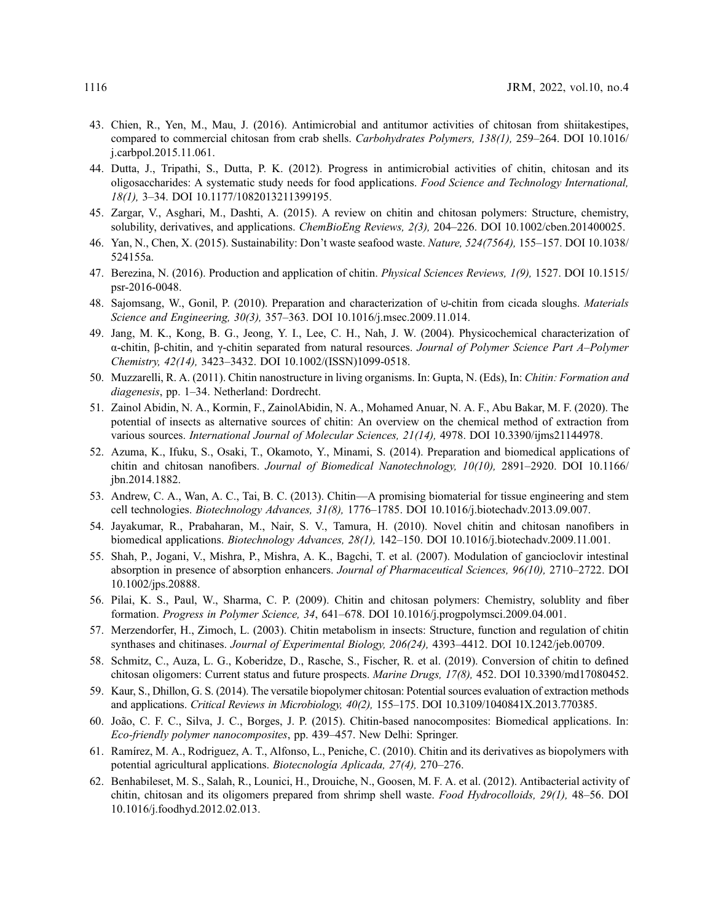43. Chien, R., Yen, M., Mau, J. (2016). Antimicrobial and antitumor activities of chitosan from shiitakestipes, compared to commercial chitosan from crab shells. *Carbohydrates Polymers, 138(1),* 259–264. DOI 10.1016/j.carbpol.2015.11.061.
44. Dutta, J., Tripathi, S., Dutta, P. K. (2012). Progress in antimicrobial activities of chitin, chitosan and its oligosaccharides: A systematic study needs for food applications. *Food Science and Technology International, 18(1),* 3–34. DOI 10.1177/1082013211399195.
45. Zargar, V., Asghari, M., Dashti, A. (2015). A review on chitin and chitosan polymers: Structure, chemistry, solubility, derivatives, and applications. *ChemBioEng Reviews, 2(3),* 204–226. DOI 10.1002/cben.201400025.
46. Yan, N., Chen, X. (2015). Sustainability: Don't waste seafood waste. *Nature, 524(7564),* 155–157. DOI 10.1038/524155a.
47. Berezina, N. (2016). Production and application of chitin. *Physical Sciences Reviews, 1(9),* 1527. DOI 10.1515/psr-2016-0048.
48. Sajomsang, W., Gonil, P. (2010). Preparation and characterization of ⊎-chitin from cicada sloughs. *Materials Science and Engineering, 30(3),* 357–363. DOI 10.1016/j.msec.2009.11.014.
49. Jang, M. K., Kong, B. G., Jeong, Y. I., Lee, C. H., Nah, J. W. (2004). Physicochemical characterization of α-chitin, β-chitin, and γ-chitin separated from natural resources. *Journal of Polymer Science Part A–Polymer Chemistry, 42(14),* 3423–3432. DOI 10.1002/(ISSN)1099-0518.
50. Muzzarelli, R. A. (2011). Chitin nanostructure in living organisms. In: Gupta, N. (Eds), In: *Chitin: Formation and diagenesis*, pp. 1–34. Netherland: Dordrecht.
51. Zainol Abidin, N. A., Kormin, F., ZainolAbidin, N. A., Mohamed Anuar, N. A. F., Abu Bakar, M. F. (2020). The potential of insects as alternative sources of chitin: An overview on the chemical method of extraction from various sources. *International Journal of Molecular Sciences, 21(14),* 4978. DOI 10.3390/ijms21144978.
52. Azuma, K., Ifuku, S., Osaki, T., Okamoto, Y., Minami, S. (2014). Preparation and biomedical applications of chitin and chitosan nanofibers. *Journal of Biomedical Nanotechnology, 10(10),* 2891–2920. DOI 10.1166/jbn.2014.1882.
53. Andrew, C. A., Wan, A. C., Tai, B. C. (2013). Chitin—A promising biomaterial for tissue engineering and stem cell technologies. *Biotechnology Advances, 31(8),* 1776–1785. DOI 10.1016/j.biotechadv.2013.09.007.
54. Jayakumar, R., Prabaharan, M., Nair, S. V., Tamura, H. (2010). Novel chitin and chitosan nanofibers in biomedical applications. *Biotechnology Advances, 28(1),* 142–150. DOI 10.1016/j.biotechadv.2009.11.001.
55. Shah, P., Jogani, V., Mishra, P., Mishra, A. K., Bagchi, T. et al. (2007). Modulation of ganciclovir intestinal absorption in presence of absorption enhancers. *Journal of Pharmaceutical Sciences, 96(10),* 2710–2722. DOI 10.1002/jps.20888.
56. Pilai, K. S., Paul, W., Sharma, C. P. (2009). Chitin and chitosan polymers: Chemistry, solublity and fiber formation. *Progress in Polymer Science, 34*, 641–678. DOI 10.1016/j.progpolymsci.2009.04.001.
57. Merzendorfer, H., Zimoch, L. (2003). Chitin metabolism in insects: Structure, function and regulation of chitin synthases and chitinases. *Journal of Experimental Biology, 206(24),* 4393–4412. DOI 10.1242/jeb.00709.
58. Schmitz, C., Auza, L. G., Koberidze, D., Rasche, S., Fischer, R. et al. (2019). Conversion of chitin to defined chitosan oligomers: Current status and future prospects. *Marine Drugs, 17(8),* 452. DOI 10.3390/md17080452.
59. Kaur, S., Dhillon, G. S. (2014). The versatile biopolymer chitosan: Potential sources evaluation of extraction methods and applications. *Critical Reviews in Microbiology, 40(2),* 155–175. DOI 10.3109/1040841X.2013.770385.
60. João, C. F. C., Silva, J. C., Borges, J. P. (2015). Chitin-based nanocomposites: Biomedical applications. In: *Eco-friendly polymer nanocomposites*, pp. 439–457. New Delhi: Springer.
61. Ramírez, M. A., Rodriguez, A. T., Alfonso, L., Peniche, C. (2010). Chitin and its derivatives as biopolymers with potential agricultural applications. *Biotecnología Aplicada, 27(4),* 270–276.
62. Benhabileset, M. S., Salah, R., Lounici, H., Drouiche, N., Goosen, M. F. A. et al. (2012). Antibacterial activity of chitin, chitosan and its oligomers prepared from shrimp shell waste. *Food Hydrocolloids, 29(1),* 48–56. DOI 10.1016/j.foodhyd.2012.02.013.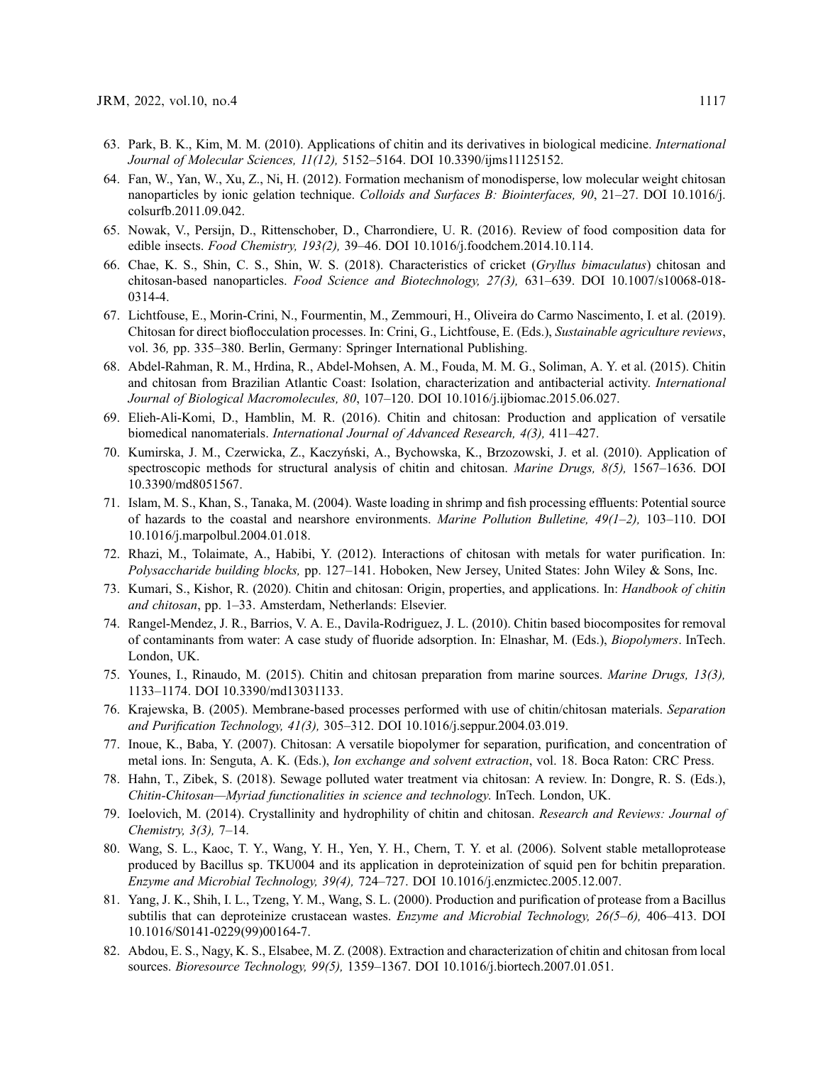63. Park, B. K., Kim, M. M. (2010). Applications of chitin and its derivatives in biological medicine. *International Journal of Molecular Sciences, 11(12),* 5152–5164. DOI 10.3390/ijms11125152.
64. Fan, W., Yan, W., Xu, Z., Ni, H. (2012). Formation mechanism of monodisperse, low molecular weight chitosan nanoparticles by ionic gelation technique. *Colloids and Surfaces B: Biointerfaces, 90*, 21–27. DOI 10.1016/j.colsurfb.2011.09.042.
65. Nowak, V., Persijn, D., Rittenschober, D., Charrondiere, U. R. (2016). Review of food composition data for edible insects. *Food Chemistry, 193(2),* 39–46. DOI 10.1016/j.foodchem.2014.10.114.
66. Chae, K. S., Shin, C. S., Shin, W. S. (2018). Characteristics of cricket (*Gryllus bimaculatus*) chitosan and chitosan-based nanoparticles. *Food Science and Biotechnology, 27(3),* 631–639. DOI 10.1007/s10068-018-0314-4.
67. Lichtfouse, E., Morin-Crini, N., Fourmentin, M., Zemmouri, H., Oliveira do Carmo Nascimento, I. et al. (2019). Chitosan for direct bioflocculation processes. In: Crini, G., Lichtfouse, E. (Eds.), *Sustainable agriculture reviews*, vol. 36*,* pp. 335–380. Berlin, Germany: Springer International Publishing.
68. Abdel-Rahman, R. M., Hrdina, R., Abdel-Mohsen, A. M., Fouda, M. M. G., Soliman, A. Y. et al. (2015). Chitin and chitosan from Brazilian Atlantic Coast: Isolation, characterization and antibacterial activity. *International Journal of Biological Macromolecules, 80*, 107–120. DOI 10.1016/j.ijbiomac.2015.06.027.
69. Elieh-Ali-Komi, D., Hamblin, M. R. (2016). Chitin and chitosan: Production and application of versatile biomedical nanomaterials. *International Journal of Advanced Research, 4(3),* 411–427.
70. Kumirska, J. M., Czerwicka, Z., Kaczyński, A., Bychowska, K., Brzozowski, J. et al. (2010). Application of spectroscopic methods for structural analysis of chitin and chitosan. *Marine Drugs, 8(5),* 1567–1636. DOI 10.3390/md8051567.
71. Islam, M. S., Khan, S., Tanaka, M. (2004). Waste loading in shrimp and fish processing effluents: Potential source of hazards to the coastal and nearshore environments. *Marine Pollution Bulletine, 49(1–2),* 103–110. DOI 10.1016/j.marpolbul.2004.01.018.
72. Rhazi, M., Tolaimate, A., Habibi, Y. (2012). Interactions of chitosan with metals for water purification. In: *Polysaccharide building blocks,* pp. 127–141. Hoboken, New Jersey, United States: John Wiley & Sons, Inc.
73. Kumari, S., Kishor, R. (2020). Chitin and chitosan: Origin, properties, and applications. In: *Handbook of chitin and chitosan*, pp. 1–33. Amsterdam, Netherlands: Elsevier.
74. Rangel-Mendez, J. R., Barrios, V. A. E., Davila-Rodriguez, J. L. (2010). Chitin based biocomposites for removal of contaminants from water: A case study of fluoride adsorption. In: Elnashar, M. (Eds.), *Biopolymers*. InTech. London, UK.
75. Younes, I., Rinaudo, M. (2015). Chitin and chitosan preparation from marine sources. *Marine Drugs, 13(3),* 1133–1174. DOI 10.3390/md13031133.
76. Krajewska, B. (2005). Membrane-based processes performed with use of chitin/chitosan materials. *Separation and Purification Technology, 41(3),* 305–312. DOI 10.1016/j.seppur.2004.03.019.
77. Inoue, K., Baba, Y. (2007). Chitosan: A versatile biopolymer for separation, purification, and concentration of metal ions. In: Senguta, A. K. (Eds.), *Ion exchange and solvent extraction*, vol. 18. Boca Raton: CRC Press.
78. Hahn, T., Zibek, S. (2018). Sewage polluted water treatment via chitosan: A review. In: Dongre, R. S. (Eds.), *Chitin-Chitosan—Myriad functionalities in science and technology*. InTech. London, UK.
79. Ioelovich, M. (2014). Crystallinity and hydrophility of chitin and chitosan. *Research and Reviews: Journal of Chemistry, 3(3),* 7–14.
80. Wang, S. L., Kaoc, T. Y., Wang, Y. H., Yen, Y. H., Chern, T. Y. et al. (2006). Solvent stable metalloprotease produced by Bacillus sp. TKU004 and its application in deproteinization of squid pen for bchitin preparation. *Enzyme and Microbial Technology, 39(4),* 724–727. DOI 10.1016/j.enzmictec.2005.12.007.
81. Yang, J. K., Shih, I. L., Tzeng, Y. M., Wang, S. L. (2000). Production and purification of protease from a Bacillus subtilis that can deproteinize crustacean wastes. *Enzyme and Microbial Technology, 26(5–6),* 406–413. DOI 10.1016/S0141-0229(99)00164-7.
82. Abdou, E. S., Nagy, K. S., Elsabee, M. Z. (2008). Extraction and characterization of chitin and chitosan from local sources. *Bioresource Technology, 99(5),* 1359–1367. DOI 10.1016/j.biortech.2007.01.051.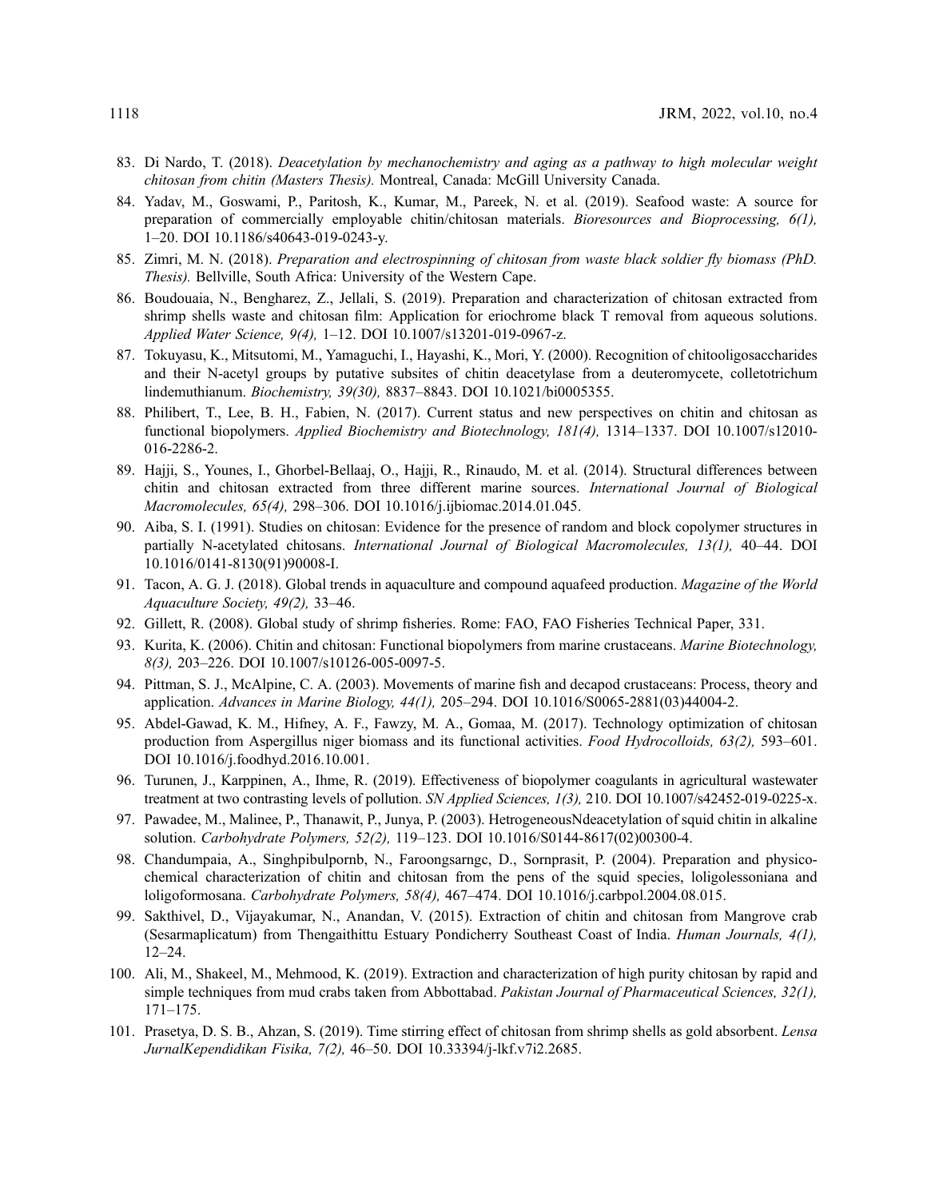83. Di Nardo, T. (2018). *Deacetylation by mechanochemistry and aging as a pathway to high molecular weight chitosan from chitin (Masters Thesis).* Montreal, Canada: McGill University Canada.
84. Yadav, M., Goswami, P., Paritosh, K., Kumar, M., Pareek, N. et al. (2019). Seafood waste: A source for preparation of commercially employable chitin/chitosan materials. *Bioresources and Bioprocessing, 6(1),* 1–20. DOI 10.1186/s40643-019-0243-y.
85. Zimri, M. N. (2018). *Preparation and electrospinning of chitosan from waste black soldier fly biomass (PhD. Thesis).* Bellville, South Africa: University of the Western Cape.
86. Boudouaia, N., Bengharez, Z., Jellali, S. (2019). Preparation and characterization of chitosan extracted from shrimp shells waste and chitosan film: Application for eriochrome black T removal from aqueous solutions. *Applied Water Science, 9(4),* 1–12. DOI 10.1007/s13201-019-0967-z.
87. Tokuyasu, K., Mitsutomi, M., Yamaguchi, I., Hayashi, K., Mori, Y. (2000). Recognition of chitooligosaccharides and their N-acetyl groups by putative subsites of chitin deacetylase from a deuteromycete, colletotrichum lindemuthianum. *Biochemistry, 39(30),* 8837–8843. DOI 10.1021/bi0005355.
88. Philibert, T., Lee, B. H., Fabien, N. (2017). Current status and new perspectives on chitin and chitosan as functional biopolymers. *Applied Biochemistry and Biotechnology, 181(4),* 1314–1337. DOI 10.1007/s12010-016-2286-2.
89. Hajji, S., Younes, I., Ghorbel-Bellaaj, O., Hajji, R., Rinaudo, M. et al. (2014). Structural differences between chitin and chitosan extracted from three different marine sources. *International Journal of Biological Macromolecules, 65(4),* 298–306. DOI 10.1016/j.ijbiomac.2014.01.045.
90. Aiba, S. I. (1991). Studies on chitosan: Evidence for the presence of random and block copolymer structures in partially N-acetylated chitosans. *International Journal of Biological Macromolecules, 13(1),* 40–44. DOI 10.1016/0141-8130(91)90008-I.
91. Tacon, A. G. J. (2018). Global trends in aquaculture and compound aquafeed production. *Magazine of the World Aquaculture Society, 49(2),* 33–46.
92. Gillett, R. (2008). Global study of shrimp fisheries. Rome: FAO, FAO Fisheries Technical Paper, 331.
93. Kurita, K. (2006). Chitin and chitosan: Functional biopolymers from marine crustaceans. *Marine Biotechnology, 8(3),* 203–226. DOI 10.1007/s10126-005-0097-5.
94. Pittman, S. J., McAlpine, C. A. (2003). Movements of marine fish and decapod crustaceans: Process, theory and application. *Advances in Marine Biology, 44(1),* 205–294. DOI 10.1016/S0065-2881(03)44004-2.
95. Abdel-Gawad, K. M., Hifney, A. F., Fawzy, M. A., Gomaa, M. (2017). Technology optimization of chitosan production from Aspergillus niger biomass and its functional activities. *Food Hydrocolloids, 63(2),* 593–601. DOI 10.1016/j.foodhyd.2016.10.001.
96. Turunen, J., Karppinen, A., Ihme, R. (2019). Effectiveness of biopolymer coagulants in agricultural wastewater treatment at two contrasting levels of pollution. *SN Applied Sciences, 1(3),* 210. DOI 10.1007/s42452-019-0225-x.
97. Pawadee, M., Malinee, P., Thanawit, P., Junya, P. (2003). HetrogeneousNdeacetylation of squid chitin in alkaline solution. *Carbohydrate Polymers, 52(2),* 119–123. DOI 10.1016/S0144-8617(02)00300-4.
98. Chandumpaia, A., Singhpibulpornb, N., Faroongsarngc, D., Sornprasit, P. (2004). Preparation and physico-chemical characterization of chitin and chitosan from the pens of the squid species, loligolessoniana and loligoformosana. *Carbohydrate Polymers, 58(4),* 467–474. DOI 10.1016/j.carbpol.2004.08.015.
99. Sakthivel, D., Vijayakumar, N., Anandan, V. (2015). Extraction of chitin and chitosan from Mangrove crab (Sesarmaplicatum) from Thengaithittu Estuary Pondicherry Southeast Coast of India. *Human Journals, 4(1),* 12–24.
100. Ali, M., Shakeel, M., Mehmood, K. (2019). Extraction and characterization of high purity chitosan by rapid and simple techniques from mud crabs taken from Abbottabad. *Pakistan Journal of Pharmaceutical Sciences, 32(1),* 171–175.
101. Prasetya, D. S. B., Ahzan, S. (2019). Time stirring effect of chitosan from shrimp shells as gold absorbent. *Lensa JurnalKependidikan Fisika, 7(2),* 46–50. DOI 10.33394/j-lkf.v7i2.2685.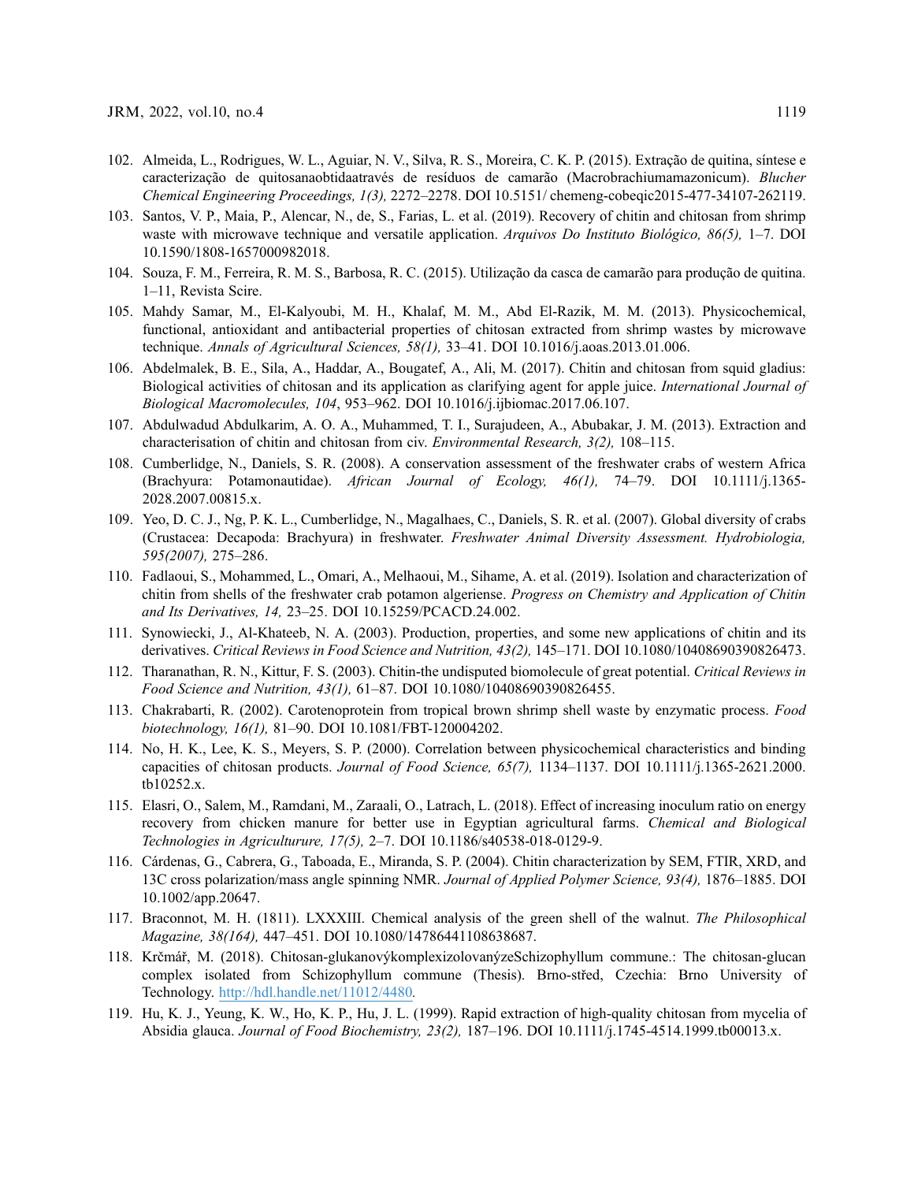102. Almeida, L., Rodrigues, W. L., Aguiar, N. V., Silva, R. S., Moreira, C. K. P. (2015). Extração de quitina, síntese e caracterização de quitosanaobtidaatravés de resíduos de camarão (Macrobrachiumamazonicum). *Blucher Chemical Engineering Proceedings, 1(3),* 2272–2278. DOI 10.5151/ chemeng-cobeqic2015-477-34107-262119.
103. Santos, V. P., Maia, P., Alencar, N., de, S., Farias, L. et al. (2019). Recovery of chitin and chitosan from shrimp waste with microwave technique and versatile application. *Arquivos Do Instituto Biológico, 86(5),* 1–7. DOI 10.1590/1808-1657000982018.
104. Souza, F. M., Ferreira, R. M. S., Barbosa, R. C. (2015). Utilização da casca de camarão para produção de quitina. 1–11, Revista Scire.
105. Mahdy Samar, M., El-Kalyoubi, M. H., Khalaf, M. M., Abd El-Razik, M. M. (2013). Physicochemical, functional, antioxidant and antibacterial properties of chitosan extracted from shrimp wastes by microwave technique. *Annals of Agricultural Sciences, 58(1),* 33–41. DOI 10.1016/j.aoas.2013.01.006.
106. Abdelmalek, B. E., Sila, A., Haddar, A., Bougatef, A., Ali, M. (2017). Chitin and chitosan from squid gladius: Biological activities of chitosan and its application as clarifying agent for apple juice. *International Journal of Biological Macromolecules, 104*, 953–962. DOI 10.1016/j.ijbiomac.2017.06.107.
107. Abdulwadud Abdulkarim, A. O. A., Muhammed, T. I., Surajudeen, A., Abubakar, J. M. (2013). Extraction and characterisation of chitin and chitosan from civ. *Environmental Research, 3(2),* 108–115.
108. Cumberlidge, N., Daniels, S. R. (2008). A conservation assessment of the freshwater crabs of western Africa (Brachyura: Potamonautidae). *African Journal of Ecology, 46(1),* 74–79. DOI 10.1111/j.1365-2028.2007.00815.x.
109. Yeo, D. C. J., Ng, P. K. L., Cumberlidge, N., Magalhaes, C., Daniels, S. R. et al. (2007). Global diversity of crabs (Crustacea: Decapoda: Brachyura) in freshwater. *Freshwater Animal Diversity Assessment. Hydrobiologia, 595(2007),* 275–286.
110. Fadlaoui, S., Mohammed, L., Omari, A., Melhaoui, M., Sihame, A. et al. (2019). Isolation and characterization of chitin from shells of the freshwater crab potamon algeriense. *Progress on Chemistry and Application of Chitin and Its Derivatives, 14,* 23–25. DOI 10.15259/PCACD.24.002.
111. Synowiecki, J., Al-Khateeb, N. A. (2003). Production, properties, and some new applications of chitin and its derivatives. *Critical Reviews in Food Science and Nutrition, 43(2),* 145–171. DOI 10.1080/10408690390826473.
112. Tharanathan, R. N., Kittur, F. S. (2003). Chitin-the undisputed biomolecule of great potential. *Critical Reviews in Food Science and Nutrition, 43(1),* 61–87. DOI 10.1080/10408690390826455.
113. Chakrabarti, R. (2002). Carotenoprotein from tropical brown shrimp shell waste by enzymatic process. *Food biotechnology, 16(1),* 81–90. DOI 10.1081/FBT-120004202.
114. No, H. K., Lee, K. S., Meyers, S. P. (2000). Correlation between physicochemical characteristics and binding capacities of chitosan products. *Journal of Food Science, 65(7),* 1134–1137. DOI 10.1111/j.1365-2621.2000.tb10252.x.
115. Elasri, O., Salem, M., Ramdani, M., Zaraali, O., Latrach, L. (2018). Effect of increasing inoculum ratio on energy recovery from chicken manure for better use in Egyptian agricultural farms. *Chemical and Biological Technologies in Agriculturure, 17(5),* 2–7. DOI 10.1186/s40538-018-0129-9.
116. Cárdenas, G., Cabrera, G., Taboada, E., Miranda, S. P. (2004). Chitin characterization by SEM, FTIR, XRD, and 13C cross polarization/mass angle spinning NMR. *Journal of Applied Polymer Science, 93(4),* 1876–1885. DOI 10.1002/app.20647.
117. Braconnot, M. H. (1811). LXXXIII. Chemical analysis of the green shell of the walnut. *The Philosophical Magazine, 38(164),* 447–451. DOI 10.1080/14786441108638687.
118. Krčmář, M. (2018). Chitosan-glukanovýkomplexizolovanýzeSchizophyllum commune.: The chitosan-glucan complex isolated from Schizophyllum commune (Thesis). Brno-střed, Czechia: Brno University of Technology. http://hdl.handle.net/11012/4480.
119. Hu, K. J., Yeung, K. W., Ho, K. P., Hu, J. L. (1999). Rapid extraction of high-quality chitosan from mycelia of Absidia glauca. *Journal of Food Biochemistry, 23(2),* 187–196. DOI 10.1111/j.1745-4514.1999.tb00013.x.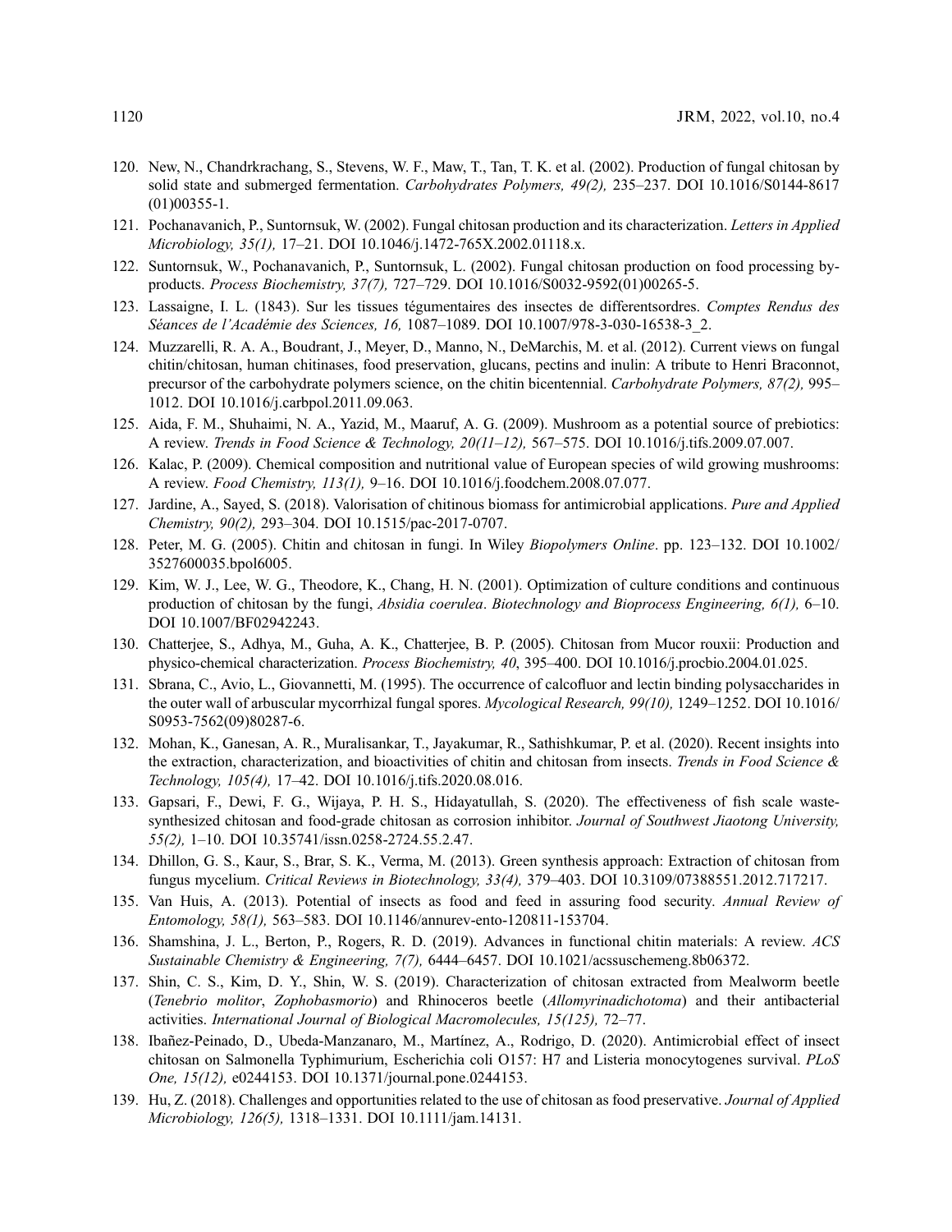120. New, N., Chandrkrachang, S., Stevens, W. F., Maw, T., Tan, T. K. et al. (2002). Production of fungal chitosan by solid state and submerged fermentation. *Carbohydrates Polymers, 49(2),* 235–237. DOI 10.1016/S0144-8617 (01)00355-1.
121. Pochanavanich, P., Suntornsuk, W. (2002). Fungal chitosan production and its characterization. *Letters in Applied Microbiology, 35(1),* 17–21. DOI 10.1046/j.1472-765X.2002.01118.x.
122. Suntornsuk, W., Pochanavanich, P., Suntornsuk, L. (2002). Fungal chitosan production on food processing by-products. *Process Biochemistry, 37(7),* 727–729. DOI 10.1016/S0032-9592(01)00265-5.
123. Lassaigne, I. L. (1843). Sur les tissues tégumentaires des insectes de differentsordres. *Comptes Rendus des Séances de l'Académie des Sciences, 16,* 1087–1089. DOI 10.1007/978-3-030-16538-3_2.
124. Muzzarelli, R. A. A., Boudrant, J., Meyer, D., Manno, N., DeMarchis, M. et al. (2012). Current views on fungal chitin/chitosan, human chitinases, food preservation, glucans, pectins and inulin: A tribute to Henri Braconnot, precursor of the carbohydrate polymers science, on the chitin bicentennial. *Carbohydrate Polymers, 87(2),* 995–1012. DOI 10.1016/j.carbpol.2011.09.063.
125. Aida, F. M., Shuhaimi, N. A., Yazid, M., Maaruf, A. G. (2009). Mushroom as a potential source of prebiotics: A review. *Trends in Food Science & Technology, 20(11–12),* 567–575. DOI 10.1016/j.tifs.2009.07.007.
126. Kalac, P. (2009). Chemical composition and nutritional value of European species of wild growing mushrooms: A review. *Food Chemistry, 113(1),* 9–16. DOI 10.1016/j.foodchem.2008.07.077.
127. Jardine, A., Sayed, S. (2018). Valorisation of chitinous biomass for antimicrobial applications. *Pure and Applied Chemistry, 90(2),* 293–304. DOI 10.1515/pac-2017-0707.
128. Peter, M. G. (2005). Chitin and chitosan in fungi. In Wiley *Biopolymers Online*. pp. 123–132. DOI 10.1002/3527600035.bpol6005.
129. Kim, W. J., Lee, W. G., Theodore, K., Chang, H. N. (2001). Optimization of culture conditions and continuous production of chitosan by the fungi, *Absidia coerulea*. *Biotechnology and Bioprocess Engineering, 6(1),* 6–10. DOI 10.1007/BF02942243.
130. Chatterjee, S., Adhya, M., Guha, A. K., Chatterjee, B. P. (2005). Chitosan from Mucor rouxii: Production and physico-chemical characterization. *Process Biochemistry, 40*, 395–400. DOI 10.1016/j.procbio.2004.01.025.
131. Sbrana, C., Avio, L., Giovannetti, M. (1995). The occurrence of calcofluor and lectin binding polysaccharides in the outer wall of arbuscular mycorrhizal fungal spores. *Mycological Research, 99(10),* 1249–1252. DOI 10.1016/S0953-7562(09)80287-6.
132. Mohan, K., Ganesan, A. R., Muralisankar, T., Jayakumar, R., Sathishkumar, P. et al. (2020). Recent insights into the extraction, characterization, and bioactivities of chitin and chitosan from insects. *Trends in Food Science & Technology, 105(4),* 17–42. DOI 10.1016/j.tifs.2020.08.016.
133. Gapsari, F., Dewi, F. G., Wijaya, P. H. S., Hidayatullah, S. (2020). The effectiveness of fish scale waste-synthesized chitosan and food-grade chitosan as corrosion inhibitor. *Journal of Southwest Jiaotong University, 55(2),* 1–10. DOI 10.35741/issn.0258-2724.55.2.47.
134. Dhillon, G. S., Kaur, S., Brar, S. K., Verma, M. (2013). Green synthesis approach: Extraction of chitosan from fungus mycelium. *Critical Reviews in Biotechnology, 33(4),* 379–403. DOI 10.3109/07388551.2012.717217.
135. Van Huis, A. (2013). Potential of insects as food and feed in assuring food security. *Annual Review of Entomology, 58(1),* 563–583. DOI 10.1146/annurev-ento-120811-153704.
136. Shamshina, J. L., Berton, P., Rogers, R. D. (2019). Advances in functional chitin materials: A review. *ACS Sustainable Chemistry & Engineering, 7(7),* 6444–6457. DOI 10.1021/acssuschemeng.8b06372.
137. Shin, C. S., Kim, D. Y., Shin, W. S. (2019). Characterization of chitosan extracted from Mealworm beetle (*Tenebrio molitor*, *Zophobasmorio*) and Rhinoceros beetle (*Allomyrinadichotoma*) and their antibacterial activities. *International Journal of Biological Macromolecules, 15(125),* 72–77.
138. Ibañez-Peinado, D., Ubeda-Manzanaro, M., Martínez, A., Rodrigo, D. (2020). Antimicrobial effect of insect chitosan on Salmonella Typhimurium, Escherichia coli O157: H7 and Listeria monocytogenes survival. *PLoS One, 15(12),* e0244153. DOI 10.1371/journal.pone.0244153.
139. Hu, Z. (2018). Challenges and opportunities related to the use of chitosan as food preservative. *Journal of Applied Microbiology, 126(5),* 1318–1331. DOI 10.1111/jam.14131.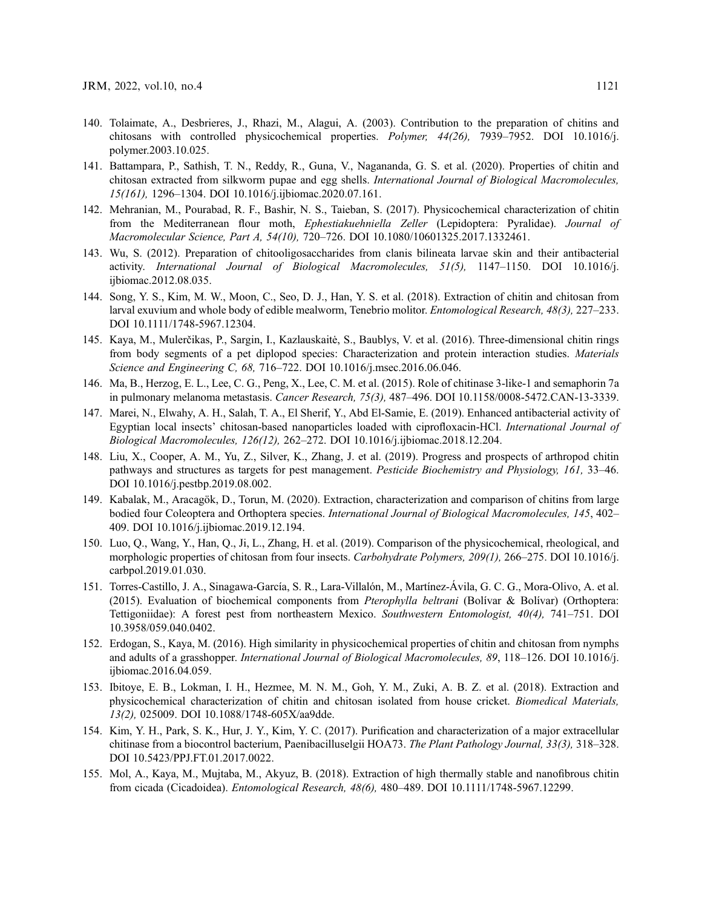140. Tolaimate, A., Desbrieres, J., Rhazi, M., Alagui, A. (2003). Contribution to the preparation of chitins and chitosans with controlled physicochemical properties. *Polymer, 44(26),* 7939–7952. DOI 10.1016/j.polymer.2003.10.025.
141. Battampara, P., Sathish, T. N., Reddy, R., Guna, V., Nagananda, G. S. et al. (2020). Properties of chitin and chitosan extracted from silkworm pupae and egg shells. *International Journal of Biological Macromolecules, 15(161),* 1296–1304. DOI 10.1016/j.ijbiomac.2020.07.161.
142. Mehranian, M., Pourabad, R. F., Bashir, N. S., Taieban, S. (2017). Physicochemical characterization of chitin from the Mediterranean flour moth, *Ephestiakuehniella Zeller* (Lepidoptera: Pyralidae). *Journal of Macromolecular Science, Part A, 54(10),* 720–726. DOI 10.1080/10601325.2017.1332461.
143. Wu, S. (2012). Preparation of chitooligosaccharides from clanis bilineata larvae skin and their antibacterial activity. *International Journal of Biological Macromolecules, 51(5),* 1147–1150. DOI 10.1016/j.ijbiomac.2012.08.035.
144. Song, Y. S., Kim, M. W., Moon, C., Seo, D. J., Han, Y. S. et al. (2018). Extraction of chitin and chitosan from larval exuvium and whole body of edible mealworm, Tenebrio molitor. *Entomological Research, 48(3),* 227–233. DOI 10.1111/1748-5967.12304.
145. Kaya, M., Mulerčikas, P., Sargin, I., Kazlauskaitė, S., Baublys, V. et al. (2016). Three-dimensional chitin rings from body segments of a pet diplopod species: Characterization and protein interaction studies. *Materials Science and Engineering C, 68,* 716–722. DOI 10.1016/j.msec.2016.06.046.
146. Ma, B., Herzog, E. L., Lee, C. G., Peng, X., Lee, C. M. et al. (2015). Role of chitinase 3-like-1 and semaphorin 7a in pulmonary melanoma metastasis. *Cancer Research, 75(3),* 487–496. DOI 10.1158/0008-5472.CAN-13-3339.
147. Marei, N., Elwahy, A. H., Salah, T. A., El Sherif, Y., Abd El-Samie, E. (2019). Enhanced antibacterial activity of Egyptian local insects' chitosan-based nanoparticles loaded with ciprofloxacin-HCl. *International Journal of Biological Macromolecules, 126(12),* 262–272. DOI 10.1016/j.ijbiomac.2018.12.204.
148. Liu, X., Cooper, A. M., Yu, Z., Silver, K., Zhang, J. et al. (2019). Progress and prospects of arthropod chitin pathways and structures as targets for pest management. *Pesticide Biochemistry and Physiology, 161,* 33–46. DOI 10.1016/j.pestbp.2019.08.002.
149. Kabalak, M., Aracagök, D., Torun, M. (2020). Extraction, characterization and comparison of chitins from large bodied four Coleoptera and Orthoptera species. *International Journal of Biological Macromolecules, 145*, 402–409. DOI 10.1016/j.ijbiomac.2019.12.194.
150. Luo, Q., Wang, Y., Han, Q., Ji, L., Zhang, H. et al. (2019). Comparison of the physicochemical, rheological, and morphologic properties of chitosan from four insects. *Carbohydrate Polymers, 209(1),* 266–275. DOI 10.1016/j.carbpol.2019.01.030.
151. Torres-Castillo, J. A., Sinagawa-García, S. R., Lara-Villalón, M., Martínez-Ávila, G. C. G., Mora-Olivo, A. et al. (2015). Evaluation of biochemical components from *Pterophylla beltrani* (Bolívar & Bolívar) (Orthoptera: Tettigoniidae): A forest pest from northeastern Mexico. *Southwestern Entomologist, 40(4),* 741–751. DOI 10.3958/059.040.0402.
152. Erdogan, S., Kaya, M. (2016). High similarity in physicochemical properties of chitin and chitosan from nymphs and adults of a grasshopper. *International Journal of Biological Macromolecules, 89*, 118–126. DOI 10.1016/j.ijbiomac.2016.04.059.
153. Ibitoye, E. B., Lokman, I. H., Hezmee, M. N. M., Goh, Y. M., Zuki, A. B. Z. et al. (2018). Extraction and physicochemical characterization of chitin and chitosan isolated from house cricket. *Biomedical Materials, 13(2),* 025009. DOI 10.1088/1748-605X/aa9dde.
154. Kim, Y. H., Park, S. K., Hur, J. Y., Kim, Y. C. (2017). Purification and characterization of a major extracellular chitinase from a biocontrol bacterium, Paenibacilluselgii HOA73. *The Plant Pathology Journal, 33(3),* 318–328. DOI 10.5423/PPJ.FT.01.2017.0022.
155. Mol, A., Kaya, M., Mujtaba, M., Akyuz, B. (2018). Extraction of high thermally stable and nanofibrous chitin from cicada (Cicadoidea). *Entomological Research, 48(6),* 480–489. DOI 10.1111/1748-5967.12299.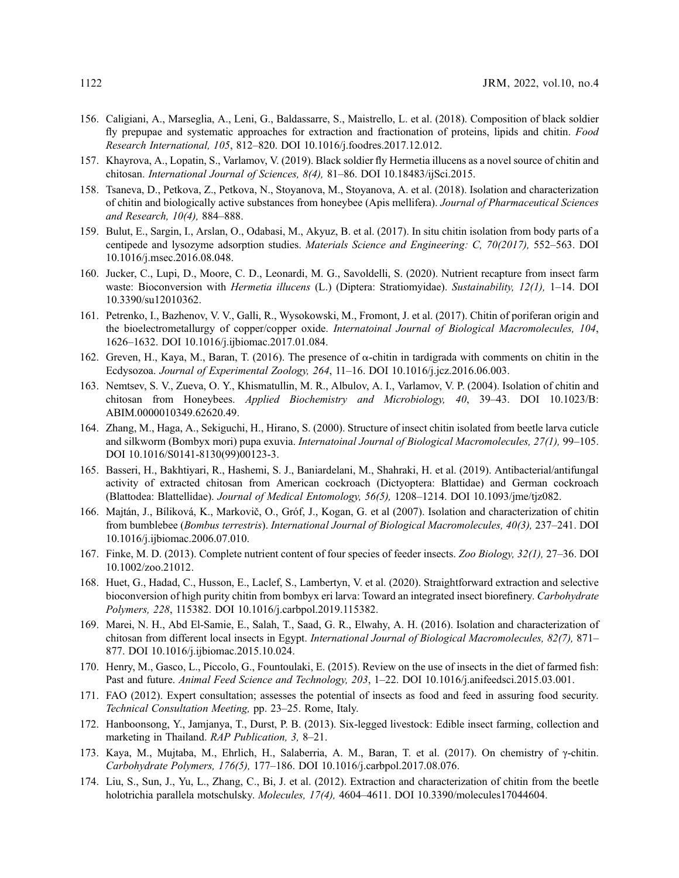156. Caligiani, A., Marseglia, A., Leni, G., Baldassarre, S., Maistrello, L. et al. (2018). Composition of black soldier fly prepupae and systematic approaches for extraction and fractionation of proteins, lipids and chitin. *Food Research International, 105*, 812–820. DOI 10.1016/j.foodres.2017.12.012.
157. Khayrova, A., Lopatin, S., Varlamov, V. (2019). Black soldier fly Hermetia illucens as a novel source of chitin and chitosan. *International Journal of Sciences, 8(4),* 81–86. DOI 10.18483/ijSci.2015.
158. Tsaneva, D., Petkova, Z., Petkova, N., Stoyanova, M., Stoyanova, A. et al. (2018). Isolation and characterization of chitin and biologically active substances from honeybee (Apis mellifera). *Journal of Pharmaceutical Sciences and Research, 10(4),* 884–888.
159. Bulut, E., Sargin, I., Arslan, O., Odabasi, M., Akyuz, B. et al. (2017). In situ chitin isolation from body parts of a centipede and lysozyme adsorption studies. *Materials Science and Engineering: C, 70(2017),* 552–563. DOI 10.1016/j.msec.2016.08.048.
160. Jucker, C., Lupi, D., Moore, C. D., Leonardi, M. G., Savoldelli, S. (2020). Nutrient recapture from insect farm waste: Bioconversion with *Hermetia illucens* (L.) (Diptera: Stratiomyidae). *Sustainability, 12(1),* 1–14. DOI 10.3390/su12010362.
161. Petrenko, I., Bazhenov, V. V., Galli, R., Wysokowski, M., Fromont, J. et al. (2017). Chitin of poriferan origin and the bioelectrometallurgy of copper/copper oxide. *Internatoinal Journal of Biological Macromolecules, 104*, 1626–1632. DOI 10.1016/j.ijbiomac.2017.01.084.
162. Greven, H., Kaya, M., Baran, T. (2016). The presence of α-chitin in tardigrada with comments on chitin in the Ecdysozoa. *Journal of Experimental Zoology, 264*, 11–16. DOI 10.1016/j.jcz.2016.06.003.
163. Nemtsev, S. V., Zueva, O. Y., Khismatullin, M. R., Albulov, A. I., Varlamov, V. P. (2004). Isolation of chitin and chitosan from Honeybees. *Applied Biochemistry and Microbiology, 40*, 39–43. DOI 10.1023/B: ABIM.0000010349.62620.49.
164. Zhang, M., Haga, A., Sekiguchi, H., Hirano, S. (2000). Structure of insect chitin isolated from beetle larva cuticle and silkworm (Bombyx mori) pupa exuvia. *Internatoinal Journal of Biological Macromolecules, 27(1),* 99–105. DOI 10.1016/S0141-8130(99)00123-3.
165. Basseri, H., Bakhtiyari, R., Hashemi, S. J., Baniardelani, M., Shahraki, H. et al. (2019). Antibacterial/antifungal activity of extracted chitosan from American cockroach (Dictyoptera: Blattidae) and German cockroach (Blattodea: Blattellidae). *Journal of Medical Entomology, 56(5),* 1208–1214. DOI 10.1093/jme/tjz082.
166. Majtán, J., Bíliková, K., Markovič, O., Gróf, J., Kogan, G. et al (2007). Isolation and characterization of chitin from bumblebee (*Bombus terrestris*). *International Journal of Biological Macromolecules, 40(3),* 237–241. DOI 10.1016/j.ijbiomac.2006.07.010.
167. Finke, M. D. (2013). Complete nutrient content of four species of feeder insects. *Zoo Biology, 32(1),* 27–36. DOI 10.1002/zoo.21012.
168. Huet, G., Hadad, C., Husson, E., Laclef, S., Lambertyn, V. et al. (2020). Straightforward extraction and selective bioconversion of high purity chitin from bombyx eri larva: Toward an integrated insect biorefinery. *Carbohydrate Polymers, 228*, 115382. DOI 10.1016/j.carbpol.2019.115382.
169. Marei, N. H., Abd El-Samie, E., Salah, T., Saad, G. R., Elwahy, A. H. (2016). Isolation and characterization of chitosan from different local insects in Egypt. *International Journal of Biological Macromolecules, 82(7),* 871–877. DOI 10.1016/j.ijbiomac.2015.10.024.
170. Henry, M., Gasco, L., Piccolo, G., Fountoulaki, E. (2015). Review on the use of insects in the diet of farmed fish: Past and future. *Animal Feed Science and Technology, 203*, 1–22. DOI 10.1016/j.anifeedsci.2015.03.001.
171. FAO (2012). Expert consultation; assesses the potential of insects as food and feed in assuring food security. *Technical Consultation Meeting,* pp. 23–25. Rome, Italy.
172. Hanboonsong, Y., Jamjanya, T., Durst, P. B. (2013). Six-legged livestock: Edible insect farming, collection and marketing in Thailand. *RAP Publication, 3,* 8–21.
173. Kaya, M., Mujtaba, M., Ehrlich, H., Salaberria, A. M., Baran, T. et al. (2017). On chemistry of γ-chitin. *Carbohydrate Polymers, 176(5),* 177–186. DOI 10.1016/j.carbpol.2017.08.076.
174. Liu, S., Sun, J., Yu, L., Zhang, C., Bi, J. et al. (2012). Extraction and characterization of chitin from the beetle holotrichia parallela motschulsky. *Molecules, 17(4),* 4604–4611. DOI 10.3390/molecules17044604.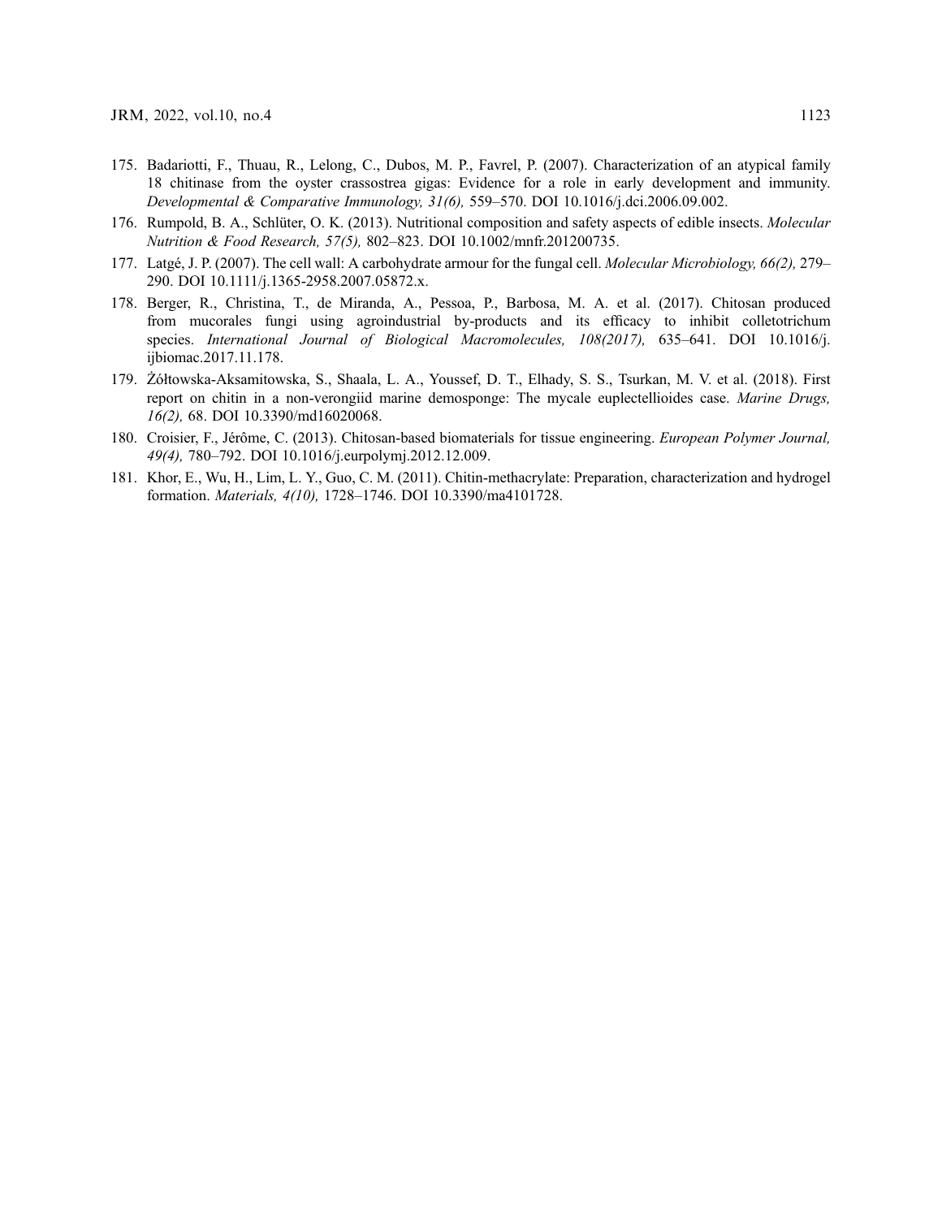175. Badariotti, F., Thuau, R., Lelong, C., Dubos, M. P., Favrel, P. (2007). Characterization of an atypical family 18 chitinase from the oyster crassostrea gigas: Evidence for a role in early development and immunity. *Developmental & Comparative Immunology, 31(6),* 559–570. DOI 10.1016/j.dci.2006.09.002.
176. Rumpold, B. A., Schlüter, O. K. (2013). Nutritional composition and safety aspects of edible insects. *Molecular Nutrition & Food Research, 57(5),* 802–823. DOI 10.1002/mnfr.201200735.
177. Latgé, J. P. (2007). The cell wall: A carbohydrate armour for the fungal cell. *Molecular Microbiology, 66(2),* 279–290. DOI 10.1111/j.1365-2958.2007.05872.x.
178. Berger, R., Christina, T., de Miranda, A., Pessoa, P., Barbosa, M. A. et al. (2017). Chitosan produced from mucorales fungi using agroindustrial by-products and its efficacy to inhibit colletotrichum species. *International Journal of Biological Macromolecules, 108(2017),* 635–641. DOI 10.1016/j.ijbiomac.2017.11.178.
179. Żółtowska-Aksamitowska, S., Shaala, L. A., Youssef, D. T., Elhady, S. S., Tsurkan, M. V. et al. (2018). First report on chitin in a non-verongiid marine demosponge: The mycale euplectellioides case. *Marine Drugs, 16(2),* 68. DOI 10.3390/md16020068.
180. Croisier, F., Jérôme, C. (2013). Chitosan-based biomaterials for tissue engineering. *European Polymer Journal, 49(4),* 780–792. DOI 10.1016/j.eurpolymj.2012.12.009.
181. Khor, E., Wu, H., Lim, L. Y., Guo, C. M. (2011). Chitin-methacrylate: Preparation, characterization and hydrogel formation. *Materials, 4(10),* 1728–1746. DOI 10.3390/ma4101728.